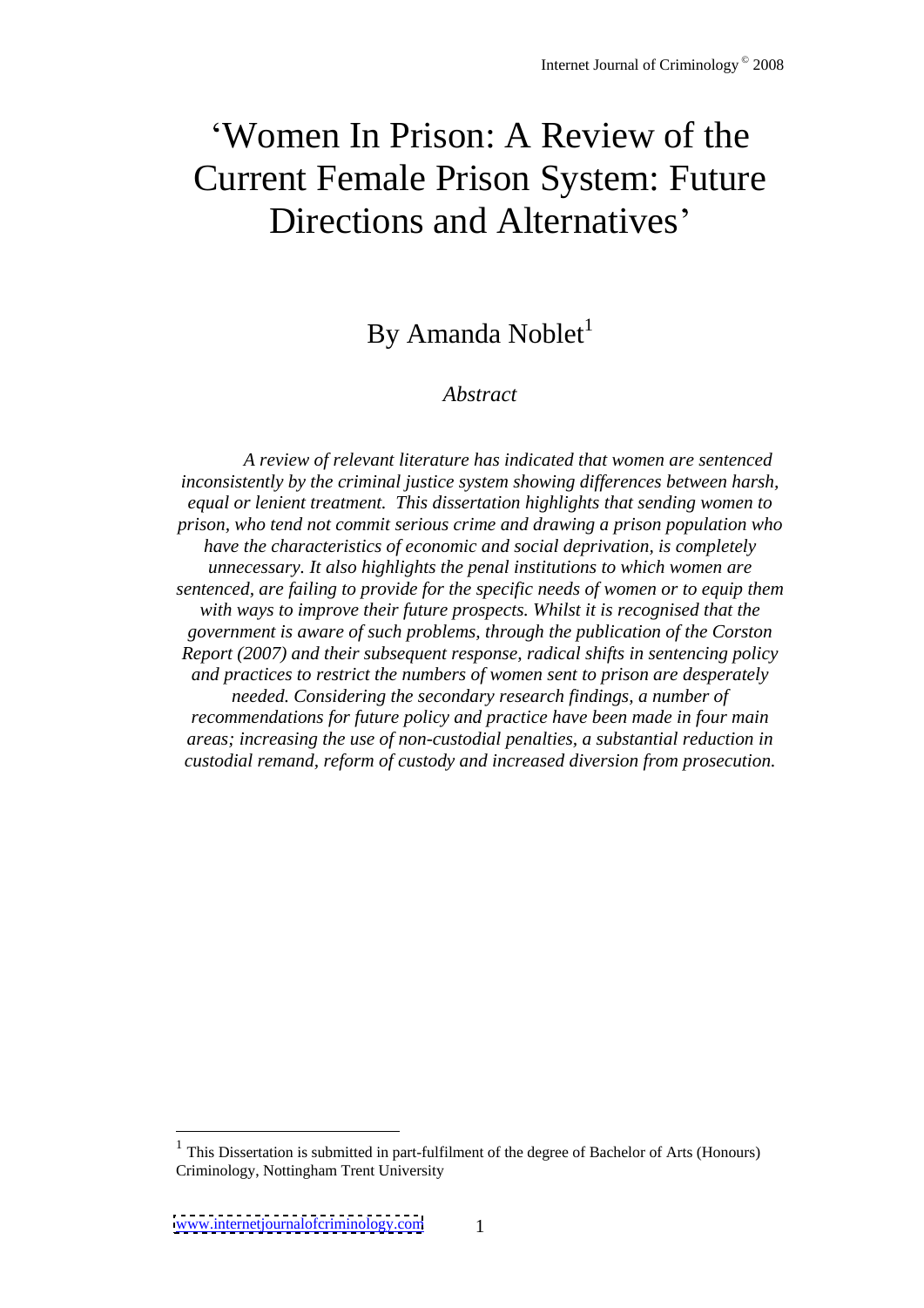# 'Women In Prison: A Review of the Current Female Prison System: Future Directions and Alternatives'

## By Amanda Noblet[1]

*Abstract*

*A review of relevant literature has indicated that women are sentenced inconsistently by the criminal justice system showing differences between harsh, equal or lenient treatment. This dissertation highlights that sending women to prison, who tend not commit serious crime and drawing a prison population who have the characteristics of economic and social deprivation, is completely unnecessary. It also highlights the penal institutions to which women are sentenced, are failing to provide for the specific needs of women or to equip them with ways to improve their future prospects. Whilst it is recognised that the government is aware of such problems, through the publication of the Corston Report (2007) and their subsequent response, radical shifts in sentencing policy and practices to restrict the numbers of women sent to prison are desperately needed. Considering the secondary research findings, a number of recommendations for future policy and practice have been made in four main areas; increasing the use of non-custodial penalties, a substantial reduction in custodial remand, reform of custody and increased diversion from prosecution.*

[1] This Dissertation is submitted in part-fulfilment of the degree of Bachelor of Arts (Honours) Criminology, Nottingham Trent University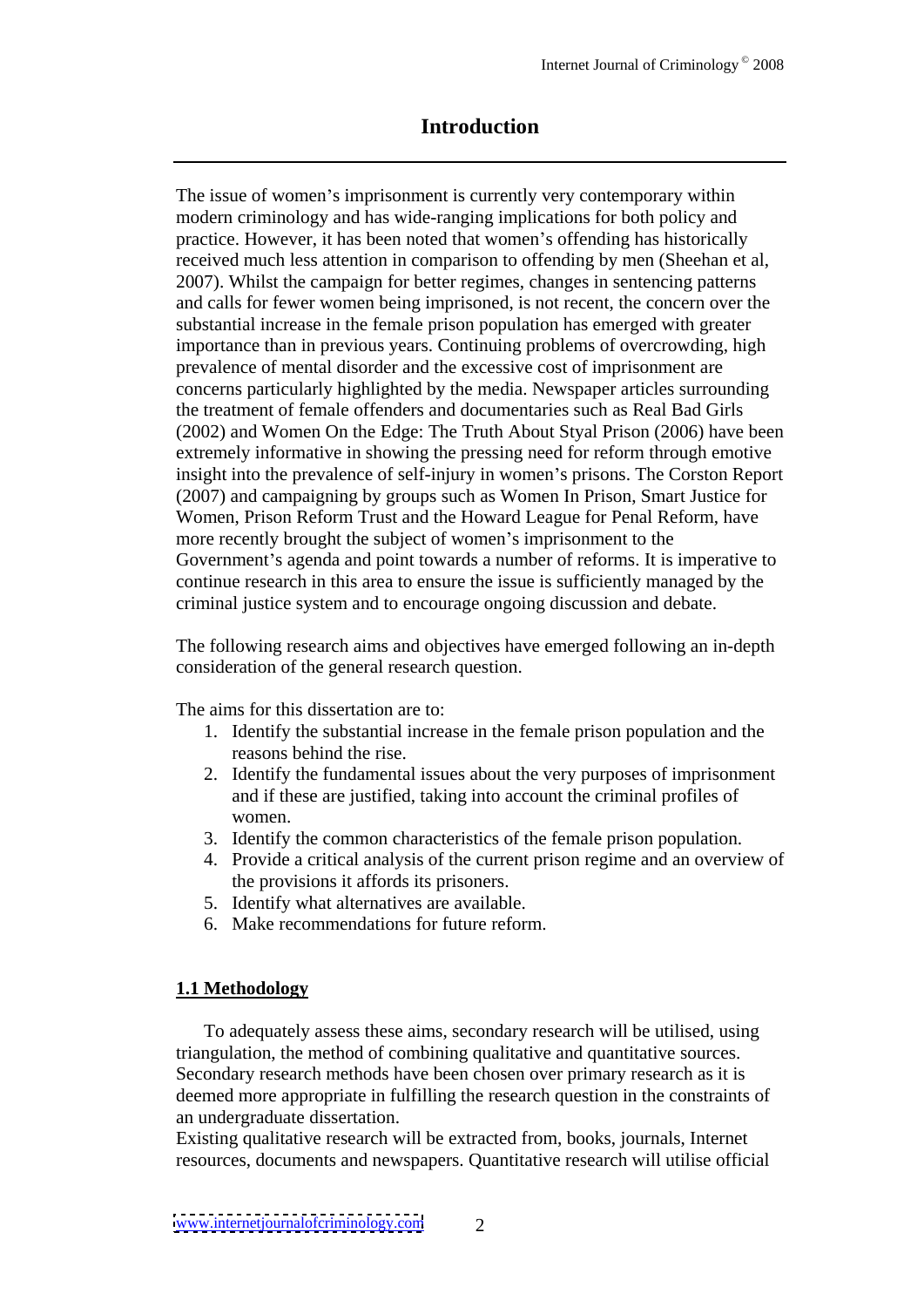# Introduction

The issue of women's imprisonment is currently very contemporary within modern criminology and has wide-ranging implications for both policy and practice. However, it has been noted that women's offending has historically received much less attention in comparison to offending by men (Sheehan et al, 2007). Whilst the campaign for better regimes, changes in sentencing patterns and calls for fewer women being imprisoned, is not recent, the concern over the substantial increase in the female prison population has emerged with greater importance than in previous years. Continuing problems of overcrowding, high prevalence of mental disorder and the excessive cost of imprisonment are concerns particularly highlighted by the media. Newspaper articles surrounding the treatment of female offenders and documentaries such as Real Bad Girls (2002) and Women On the Edge: The Truth About Styal Prison (2006) have been extremely informative in showing the pressing need for reform through emotive insight into the prevalence of self-injury in women's prisons. The Corston Report (2007) and campaigning by groups such as Women In Prison, Smart Justice for Women, Prison Reform Trust and the Howard League for Penal Reform, have more recently brought the subject of women's imprisonment to the Government's agenda and point towards a number of reforms. It is imperative to continue research in this area to ensure the issue is sufficiently managed by the criminal justice system and to encourage ongoing discussion and debate.

The following research aims and objectives have emerged following an in-depth consideration of the general research question.

The aims for this dissertation are to:

1. Identify the substantial increase in the female prison population and the reasons behind the rise.
2. Identify the fundamental issues about the very purposes of imprisonment and if these are justified, taking into account the criminal profiles of women.
3. Identify the common characteristics of the female prison population.
4. Provide a critical analysis of the current prison regime and an overview of the provisions it affords its prisoners.
5. Identify what alternatives are available.
6. Make recommendations for future reform.

## 1.1 Methodology

To adequately assess these aims, secondary research will be utilised, using triangulation, the method of combining qualitative and quantitative sources. Secondary research methods have been chosen over primary research as it is deemed more appropriate in fulfilling the research question in the constraints of an undergraduate dissertation.
Existing qualitative research will be extracted from, books, journals, Internet resources, documents and newspapers. Quantitative research will utilise official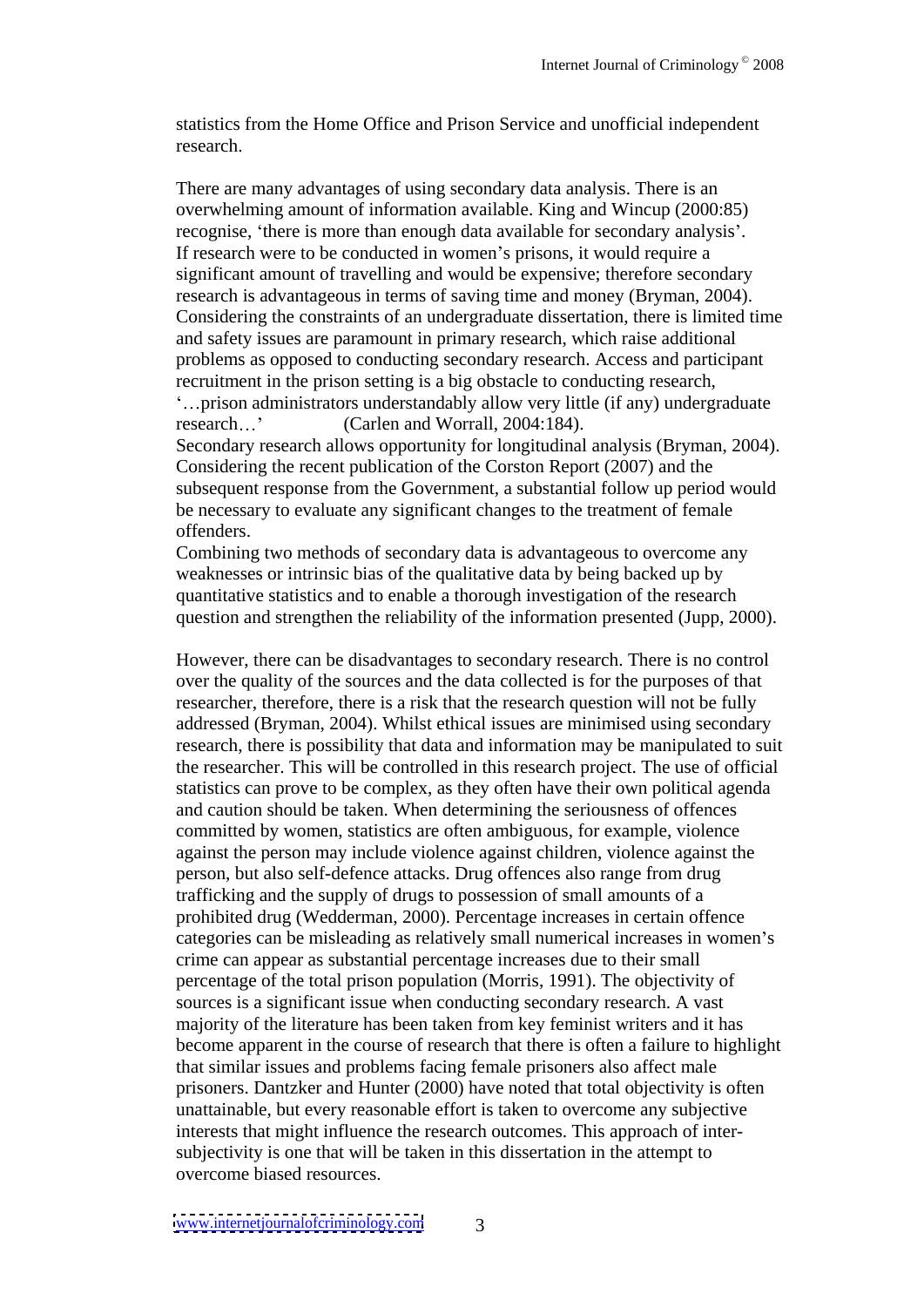statistics from the Home Office and Prison Service and unofficial independent research.

There are many advantages of using secondary data analysis. There is an overwhelming amount of information available. King and Wincup (2000:85) recognise, 'there is more than enough data available for secondary analysis'. If research were to be conducted in women's prisons, it would require a significant amount of travelling and would be expensive; therefore secondary research is advantageous in terms of saving time and money (Bryman, 2004). Considering the constraints of an undergraduate dissertation, there is limited time and safety issues are paramount in primary research, which raise additional problems as opposed to conducting secondary research. Access and participant recruitment in the prison setting is a big obstacle to conducting research, '…prison administrators understandably allow very little (if any) undergraduate research…' (Carlen and Worrall, 2004:184).
Secondary research allows opportunity for longitudinal analysis (Bryman, 2004). Considering the recent publication of the Corston Report (2007) and the subsequent response from the Government, a substantial follow up period would be necessary to evaluate any significant changes to the treatment of female offenders.
Combining two methods of secondary data is advantageous to overcome any weaknesses or intrinsic bias of the qualitative data by being backed up by quantitative statistics and to enable a thorough investigation of the research question and strengthen the reliability of the information presented (Jupp, 2000).

However, there can be disadvantages to secondary research. There is no control over the quality of the sources and the data collected is for the purposes of that researcher, therefore, there is a risk that the research question will not be fully addressed (Bryman, 2004). Whilst ethical issues are minimised using secondary research, there is possibility that data and information may be manipulated to suit the researcher. This will be controlled in this research project. The use of official statistics can prove to be complex, as they often have their own political agenda and caution should be taken. When determining the seriousness of offences committed by women, statistics are often ambiguous, for example, violence against the person may include violence against children, violence against the person, but also self-defence attacks. Drug offences also range from drug trafficking and the supply of drugs to possession of small amounts of a prohibited drug (Wedderman, 2000). Percentage increases in certain offence categories can be misleading as relatively small numerical increases in women's crime can appear as substantial percentage increases due to their small percentage of the total prison population (Morris, 1991). The objectivity of sources is a significant issue when conducting secondary research. A vast majority of the literature has been taken from key feminist writers and it has become apparent in the course of research that there is often a failure to highlight that similar issues and problems facing female prisoners also affect male prisoners. Dantzker and Hunter (2000) have noted that total objectivity is often unattainable, but every reasonable effort is taken to overcome any subjective interests that might influence the research outcomes. This approach of inter-subjectivity is one that will be taken in this dissertation in the attempt to overcome biased resources.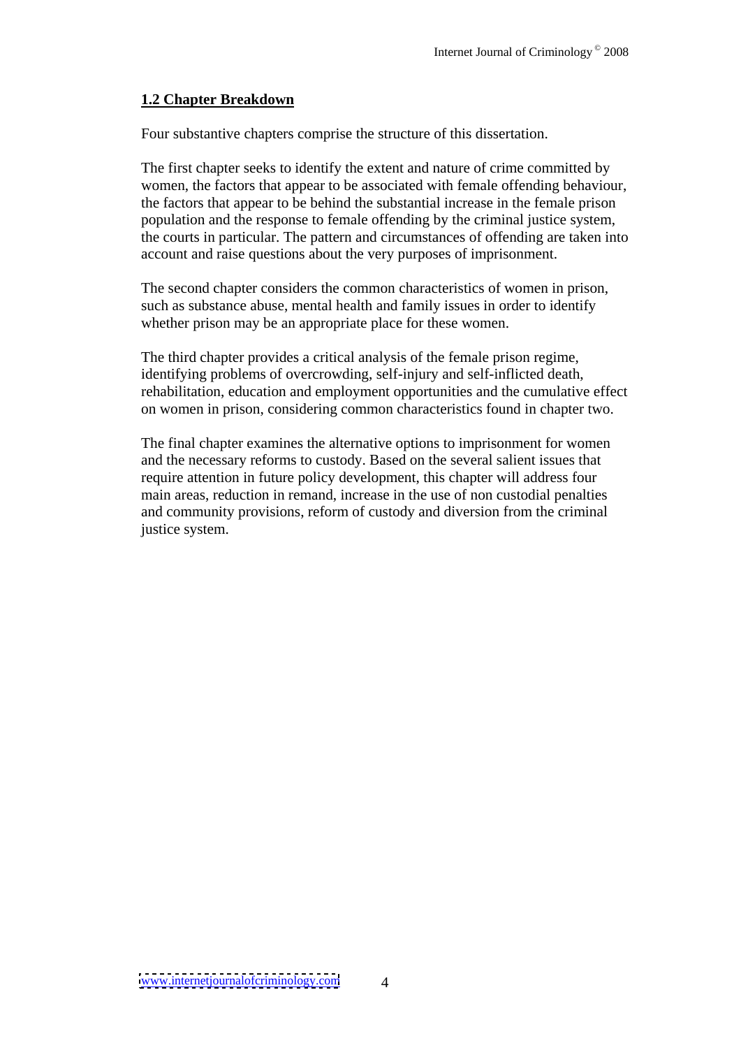## 1.2 Chapter Breakdown

Four substantive chapters comprise the structure of this dissertation.

The first chapter seeks to identify the extent and nature of crime committed by women, the factors that appear to be associated with female offending behaviour, the factors that appear to be behind the substantial increase in the female prison population and the response to female offending by the criminal justice system, the courts in particular. The pattern and circumstances of offending are taken into account and raise questions about the very purposes of imprisonment.

The second chapter considers the common characteristics of women in prison, such as substance abuse, mental health and family issues in order to identify whether prison may be an appropriate place for these women.

The third chapter provides a critical analysis of the female prison regime, identifying problems of overcrowding, self-injury and self-inflicted death, rehabilitation, education and employment opportunities and the cumulative effect on women in prison, considering common characteristics found in chapter two.

The final chapter examines the alternative options to imprisonment for women and the necessary reforms to custody. Based on the several salient issues that require attention in future policy development, this chapter will address four main areas, reduction in remand, increase in the use of non custodial penalties and community provisions, reform of custody and diversion from the criminal justice system.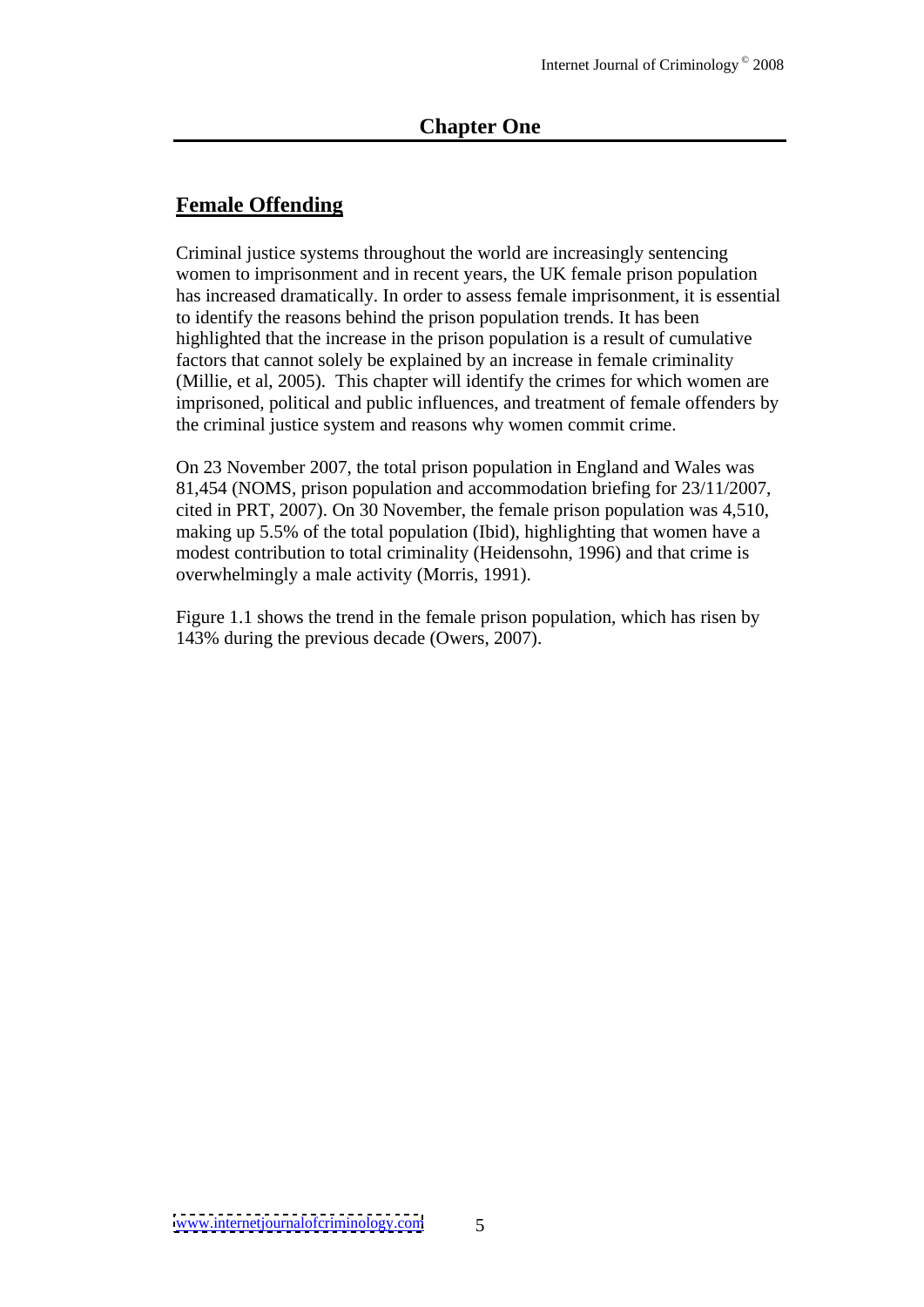# Chapter One

## Female Offending

Criminal justice systems throughout the world are increasingly sentencing women to imprisonment and in recent years, the UK female prison population has increased dramatically. In order to assess female imprisonment, it is essential to identify the reasons behind the prison population trends. It has been highlighted that the increase in the prison population is a result of cumulative factors that cannot solely be explained by an increase in female criminality (Millie, et al, 2005). This chapter will identify the crimes for which women are imprisoned, political and public influences, and treatment of female offenders by the criminal justice system and reasons why women commit crime.

On 23 November 2007, the total prison population in England and Wales was 81,454 (NOMS, prison population and accommodation briefing for 23/11/2007, cited in PRT, 2007). On 30 November, the female prison population was 4,510, making up 5.5% of the total population (Ibid), highlighting that women have a modest contribution to total criminality (Heidensohn, 1996) and that crime is overwhelmingly a male activity (Morris, 1991).

Figure 1.1 shows the trend in the female prison population, which has risen by 143% during the previous decade (Owers, 2007).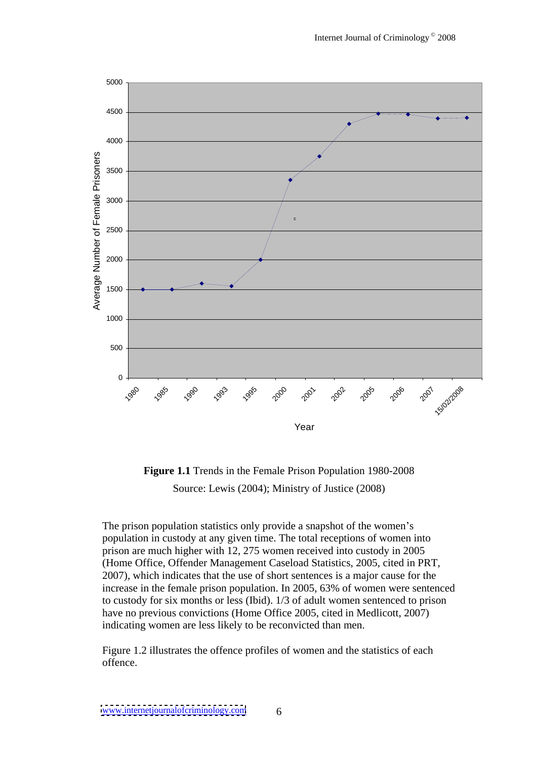**Figure 1.1** Trends in the Female Prison Population 1980-2008
Source: Lewis (2004); Ministry of Justice (2008)

The prison population statistics only provide a snapshot of the women's population in custody at any given time. The total receptions of women into prison are much higher with 12, 275 women received into custody in 2005 (Home Office, Offender Management Caseload Statistics, 2005, cited in PRT, 2007), which indicates that the use of short sentences is a major cause for the increase in the female prison population. In 2005, 63% of women were sentenced to custody for six months or less (Ibid). 1/3 of adult women sentenced to prison have no previous convictions (Home Office 2005, cited in Medlicott, 2007) indicating women are less likely to be reconvicted than men.

Figure 1.2 illustrates the offence profiles of women and the statistics of each offence.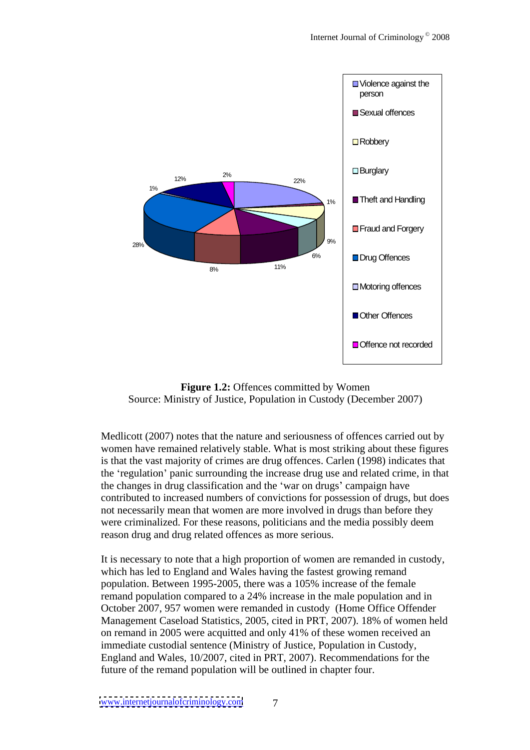**Figure 1.2:** Offences committed by Women
Source: Ministry of Justice, Population in Custody (December 2007)

Medlicott (2007) notes that the nature and seriousness of offences carried out by women have remained relatively stable. What is most striking about these figures is that the vast majority of crimes are drug offences. Carlen (1998) indicates that the 'regulation' panic surrounding the increase drug use and related crime, in that the changes in drug classification and the 'war on drugs' campaign have contributed to increased numbers of convictions for possession of drugs, but does not necessarily mean that women are more involved in drugs than before they were criminalized. For these reasons, politicians and the media possibly deem reason drug and drug related offences as more serious.

It is necessary to note that a high proportion of women are remanded in custody, which has led to England and Wales having the fastest growing remand population. Between 1995-2005, there was a 105% increase of the female remand population compared to a 24% increase in the male population and in October 2007, 957 women were remanded in custody (Home Office Offender Management Caseload Statistics, 2005, cited in PRT, 2007). 18% of women held on remand in 2005 were acquitted and only 41% of these women received an immediate custodial sentence (Ministry of Justice, Population in Custody, England and Wales, 10/2007, cited in PRT, 2007). Recommendations for the future of the remand population will be outlined in chapter four.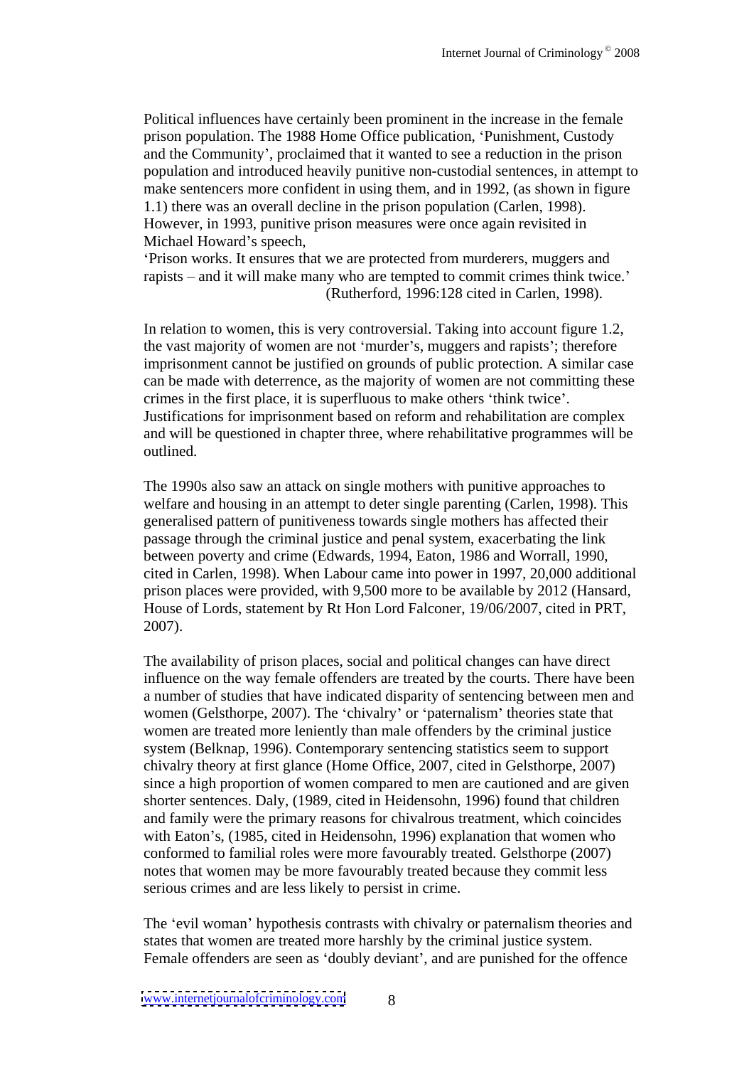Political influences have certainly been prominent in the increase in the female prison population. The 1988 Home Office publication, 'Punishment, Custody and the Community', proclaimed that it wanted to see a reduction in the prison population and introduced heavily punitive non-custodial sentences, in attempt to make sentencers more confident in using them, and in 1992, (as shown in figure 1.1) there was an overall decline in the prison population (Carlen, 1998). However, in 1993, punitive prison measures were once again revisited in Michael Howard's speech,

'Prison works. It ensures that we are protected from murderers, muggers and rapists – and it will make many who are tempted to commit crimes think twice.'
(Rutherford, 1996:128 cited in Carlen, 1998).

In relation to women, this is very controversial. Taking into account figure 1.2, the vast majority of women are not 'murder's, muggers and rapists'; therefore imprisonment cannot be justified on grounds of public protection. A similar case can be made with deterrence, as the majority of women are not committing these crimes in the first place, it is superfluous to make others 'think twice'. Justifications for imprisonment based on reform and rehabilitation are complex and will be questioned in chapter three, where rehabilitative programmes will be outlined.

The 1990s also saw an attack on single mothers with punitive approaches to welfare and housing in an attempt to deter single parenting (Carlen, 1998). This generalised pattern of punitiveness towards single mothers has affected their passage through the criminal justice and penal system, exacerbating the link between poverty and crime (Edwards, 1994, Eaton, 1986 and Worrall, 1990, cited in Carlen, 1998). When Labour came into power in 1997, 20,000 additional prison places were provided, with 9,500 more to be available by 2012 (Hansard, House of Lords, statement by Rt Hon Lord Falconer, 19/06/2007, cited in PRT, 2007).

The availability of prison places, social and political changes can have direct influence on the way female offenders are treated by the courts. There have been a number of studies that have indicated disparity of sentencing between men and women (Gelsthorpe, 2007). The 'chivalry' or 'paternalism' theories state that women are treated more leniently than male offenders by the criminal justice system (Belknap, 1996). Contemporary sentencing statistics seem to support chivalry theory at first glance (Home Office, 2007, cited in Gelsthorpe, 2007) since a high proportion of women compared to men are cautioned and are given shorter sentences. Daly, (1989, cited in Heidensohn, 1996) found that children and family were the primary reasons for chivalrous treatment, which coincides with Eaton's, (1985, cited in Heidensohn, 1996) explanation that women who conformed to familial roles were more favourably treated. Gelsthorpe (2007) notes that women may be more favourably treated because they commit less serious crimes and are less likely to persist in crime.

The 'evil woman' hypothesis contrasts with chivalry or paternalism theories and states that women are treated more harshly by the criminal justice system. Female offenders are seen as 'doubly deviant', and are punished for the offence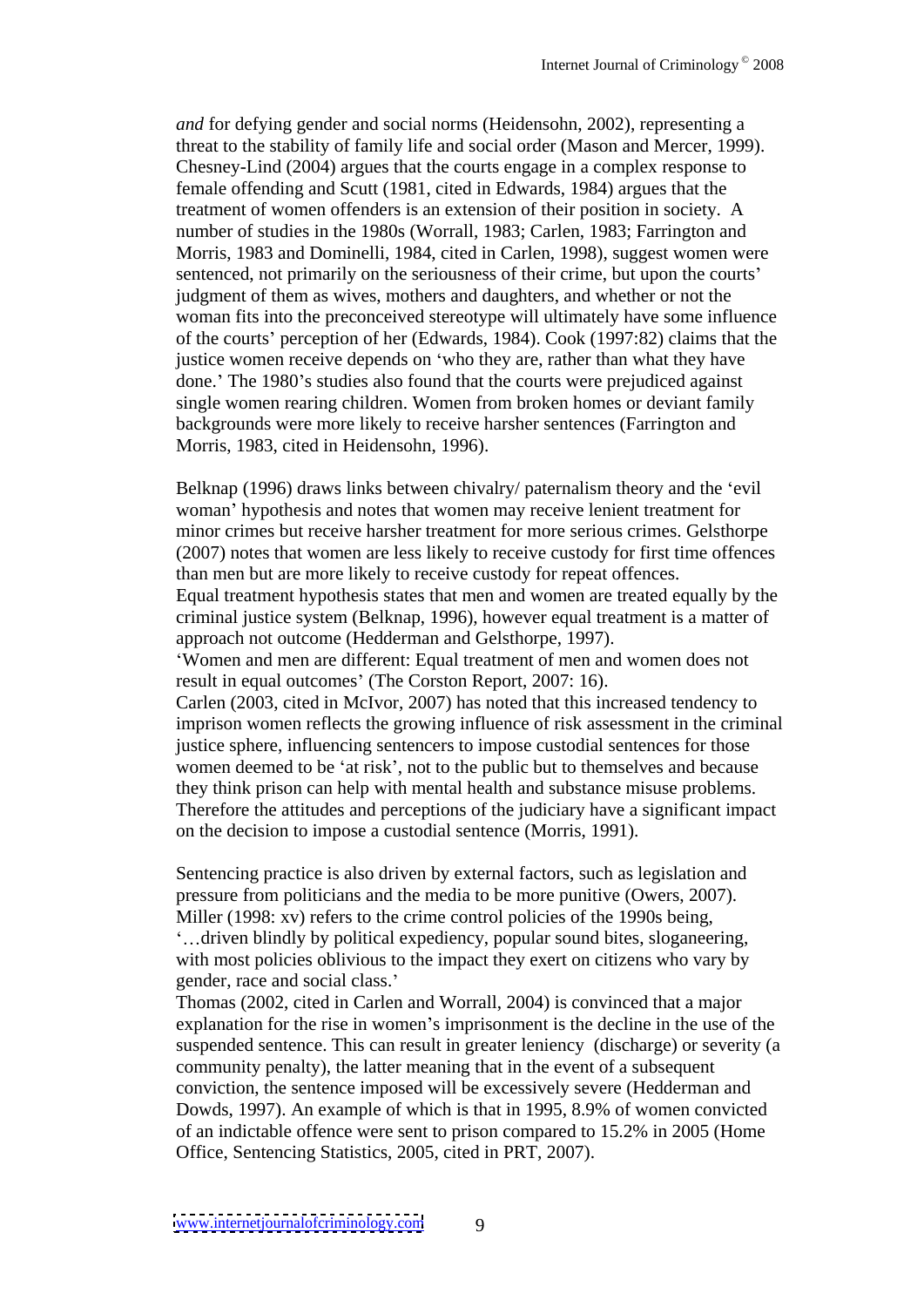*and* for defying gender and social norms (Heidensohn, 2002), representing a threat to the stability of family life and social order (Mason and Mercer, 1999). Chesney-Lind (2004) argues that the courts engage in a complex response to female offending and Scutt (1981, cited in Edwards, 1984) argues that the treatment of women offenders is an extension of their position in society. A number of studies in the 1980s (Worrall, 1983; Carlen, 1983; Farrington and Morris, 1983 and Dominelli, 1984, cited in Carlen, 1998), suggest women were sentenced, not primarily on the seriousness of their crime, but upon the courts' judgment of them as wives, mothers and daughters, and whether or not the woman fits into the preconceived stereotype will ultimately have some influence of the courts' perception of her (Edwards, 1984). Cook (1997:82) claims that the justice women receive depends on 'who they are, rather than what they have done.' The 1980's studies also found that the courts were prejudiced against single women rearing children. Women from broken homes or deviant family backgrounds were more likely to receive harsher sentences (Farrington and Morris, 1983, cited in Heidensohn, 1996).

Belknap (1996) draws links between chivalry/ paternalism theory and the 'evil woman' hypothesis and notes that women may receive lenient treatment for minor crimes but receive harsher treatment for more serious crimes. Gelsthorpe (2007) notes that women are less likely to receive custody for first time offences than men but are more likely to receive custody for repeat offences.
Equal treatment hypothesis states that men and women are treated equally by the criminal justice system (Belknap, 1996), however equal treatment is a matter of approach not outcome (Hedderman and Gelsthorpe, 1997).
'Women and men are different: Equal treatment of men and women does not result in equal outcomes' (The Corston Report, 2007: 16).
Carlen (2003, cited in McIvor, 2007) has noted that this increased tendency to imprison women reflects the growing influence of risk assessment in the criminal justice sphere, influencing sentencers to impose custodial sentences for those women deemed to be 'at risk', not to the public but to themselves and because they think prison can help with mental health and substance misuse problems. Therefore the attitudes and perceptions of the judiciary have a significant impact on the decision to impose a custodial sentence (Morris, 1991).

Sentencing practice is also driven by external factors, such as legislation and pressure from politicians and the media to be more punitive (Owers, 2007). Miller (1998: xv) refers to the crime control policies of the 1990s being, '…driven blindly by political expediency, popular sound bites, sloganeering, with most policies oblivious to the impact they exert on citizens who vary by gender, race and social class.'
Thomas (2002, cited in Carlen and Worrall, 2004) is convinced that a major explanation for the rise in women's imprisonment is the decline in the use of the suspended sentence. This can result in greater leniency (discharge) or severity (a community penalty), the latter meaning that in the event of a subsequent conviction, the sentence imposed will be excessively severe (Hedderman and Dowds, 1997). An example of which is that in 1995, 8.9% of women convicted of an indictable offence were sent to prison compared to 15.2% in 2005 (Home Office, Sentencing Statistics, 2005, cited in PRT, 2007).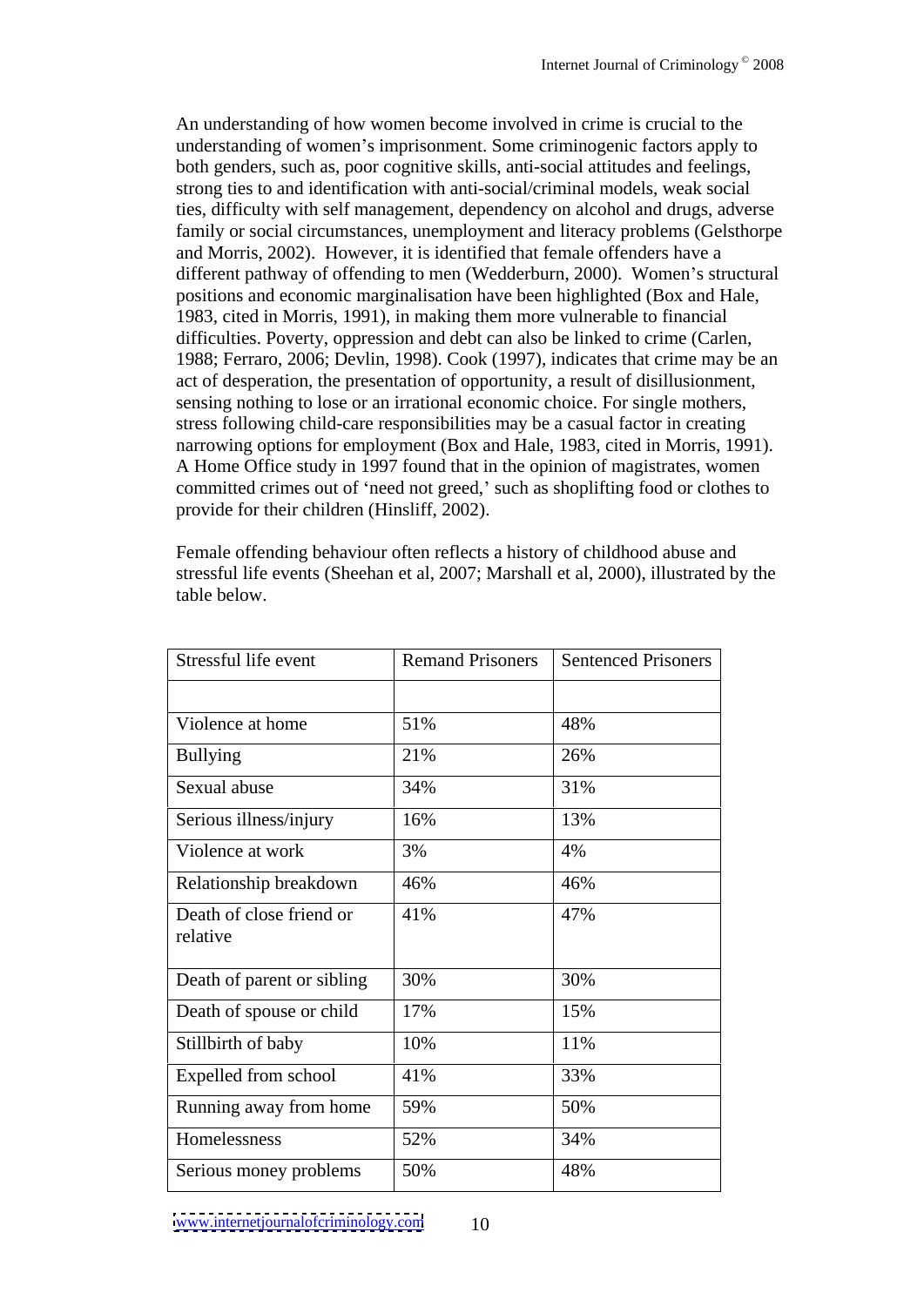An understanding of how women become involved in crime is crucial to the understanding of women's imprisonment. Some criminogenic factors apply to both genders, such as, poor cognitive skills, anti-social attitudes and feelings, strong ties to and identification with anti-social/criminal models, weak social ties, difficulty with self management, dependency on alcohol and drugs, adverse family or social circumstances, unemployment and literacy problems (Gelsthorpe and Morris, 2002). However, it is identified that female offenders have a different pathway of offending to men (Wedderburn, 2000). Women's structural positions and economic marginalisation have been highlighted (Box and Hale, 1983, cited in Morris, 1991), in making them more vulnerable to financial difficulties. Poverty, oppression and debt can also be linked to crime (Carlen, 1988; Ferraro, 2006; Devlin, 1998). Cook (1997), indicates that crime may be an act of desperation, the presentation of opportunity, a result of disillusionment, sensing nothing to lose or an irrational economic choice. For single mothers, stress following child-care responsibilities may be a casual factor in creating narrowing options for employment (Box and Hale, 1983, cited in Morris, 1991). A Home Office study in 1997 found that in the opinion of magistrates, women committed crimes out of 'need not greed,' such as shoplifting food or clothes to provide for their children (Hinsliff, 2002).

Female offending behaviour often reflects a history of childhood abuse and stressful life events (Sheehan et al, 2007; Marshall et al, 2000), illustrated by the table below.

| Stressful life event | Remand Prisoners | Sentenced Prisoners |
|---|---|---|
| | | |
| Violence at home | 51% | 48% |
| Bullying | 21% | 26% |
| Sexual abuse | 34% | 31% |
| Serious illness/injury | 16% | 13% |
| Violence at work | 3% | 4% |
| Relationship breakdown | 46% | 46% |
| Death of close friend or relative | 41% | 47% |
| Death of parent or sibling | 30% | 30% |
| Death of spouse or child | 17% | 15% |
| Stillbirth of baby | 10% | 11% |
| Expelled from school | 41% | 33% |
| Running away from home | 59% | 50% |
| Homelessness | 52% | 34% |
| Serious money problems | 50% | 48% |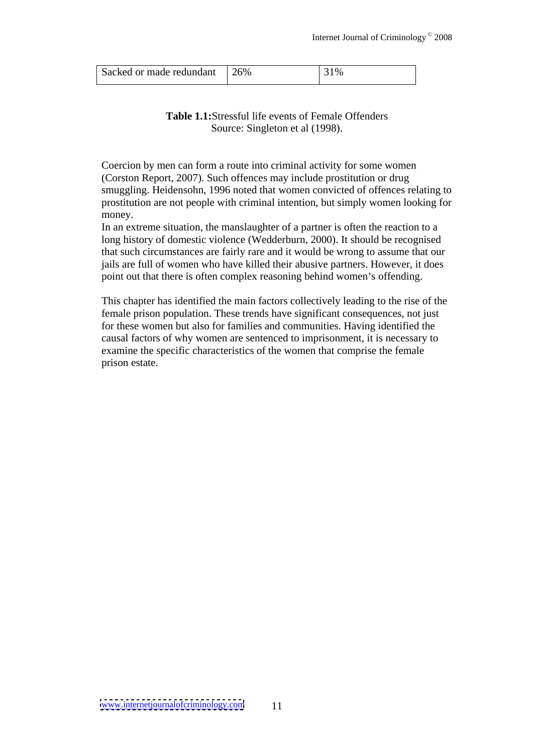| Sacked or made redundant | 26% | 31% |
|---|---|---|

**Table 1.1:** Stressful life events of Female Offenders
Source: Singleton et al (1998).

Coercion by men can form a route into criminal activity for some women (Corston Report, 2007). Such offences may include prostitution or drug smuggling. Heidensohn, 1996 noted that women convicted of offences relating to prostitution are not people with criminal intention, but simply women looking for money.
In an extreme situation, the manslaughter of a partner is often the reaction to a long history of domestic violence (Wedderburn, 2000). It should be recognised that such circumstances are fairly rare and it would be wrong to assume that our jails are full of women who have killed their abusive partners. However, it does point out that there is often complex reasoning behind women's offending.

This chapter has identified the main factors collectively leading to the rise of the female prison population. These trends have significant consequences, not just for these women but also for families and communities. Having identified the causal factors of why women are sentenced to imprisonment, it is necessary to examine the specific characteristics of the women that comprise the female prison estate.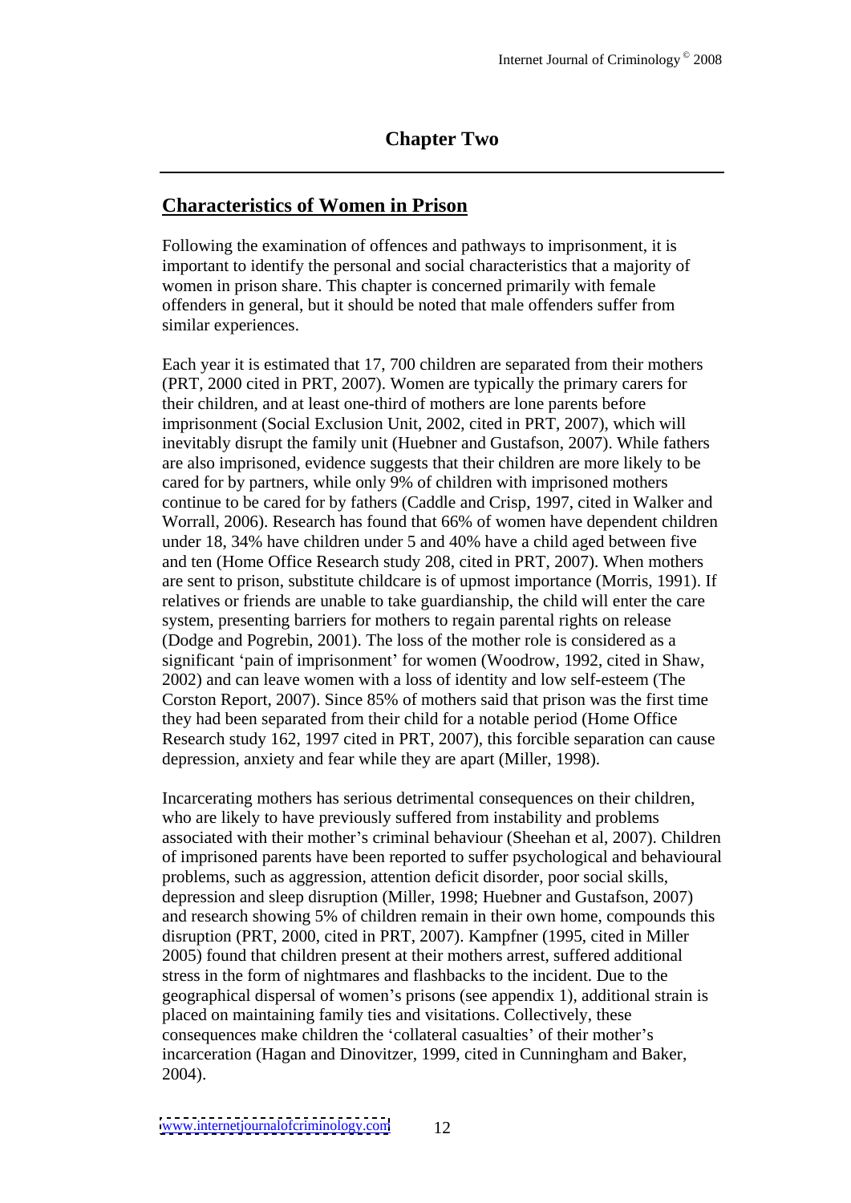# Chapter Two

## Characteristics of Women in Prison

Following the examination of offences and pathways to imprisonment, it is important to identify the personal and social characteristics that a majority of women in prison share. This chapter is concerned primarily with female offenders in general, but it should be noted that male offenders suffer from similar experiences.

Each year it is estimated that 17, 700 children are separated from their mothers (PRT, 2000 cited in PRT, 2007). Women are typically the primary carers for their children, and at least one-third of mothers are lone parents before imprisonment (Social Exclusion Unit, 2002, cited in PRT, 2007), which will inevitably disrupt the family unit (Huebner and Gustafson, 2007). While fathers are also imprisoned, evidence suggests that their children are more likely to be cared for by partners, while only 9% of children with imprisoned mothers continue to be cared for by fathers (Caddle and Crisp, 1997, cited in Walker and Worrall, 2006). Research has found that 66% of women have dependent children under 18, 34% have children under 5 and 40% have a child aged between five and ten (Home Office Research study 208, cited in PRT, 2007). When mothers are sent to prison, substitute childcare is of upmost importance (Morris, 1991). If relatives or friends are unable to take guardianship, the child will enter the care system, presenting barriers for mothers to regain parental rights on release (Dodge and Pogrebin, 2001). The loss of the mother role is considered as a significant 'pain of imprisonment' for women (Woodrow, 1992, cited in Shaw, 2002) and can leave women with a loss of identity and low self-esteem (The Corston Report, 2007). Since 85% of mothers said that prison was the first time they had been separated from their child for a notable period (Home Office Research study 162, 1997 cited in PRT, 2007), this forcible separation can cause depression, anxiety and fear while they are apart (Miller, 1998).

Incarcerating mothers has serious detrimental consequences on their children, who are likely to have previously suffered from instability and problems associated with their mother's criminal behaviour (Sheehan et al, 2007). Children of imprisoned parents have been reported to suffer psychological and behavioural problems, such as aggression, attention deficit disorder, poor social skills, depression and sleep disruption (Miller, 1998; Huebner and Gustafson, 2007) and research showing 5% of children remain in their own home, compounds this disruption (PRT, 2000, cited in PRT, 2007). Kampfner (1995, cited in Miller 2005) found that children present at their mothers arrest, suffered additional stress in the form of nightmares and flashbacks to the incident. Due to the geographical dispersal of women's prisons (see appendix 1), additional strain is placed on maintaining family ties and visitations. Collectively, these consequences make children the 'collateral casualties' of their mother's incarceration (Hagan and Dinovitzer, 1999, cited in Cunningham and Baker, 2004).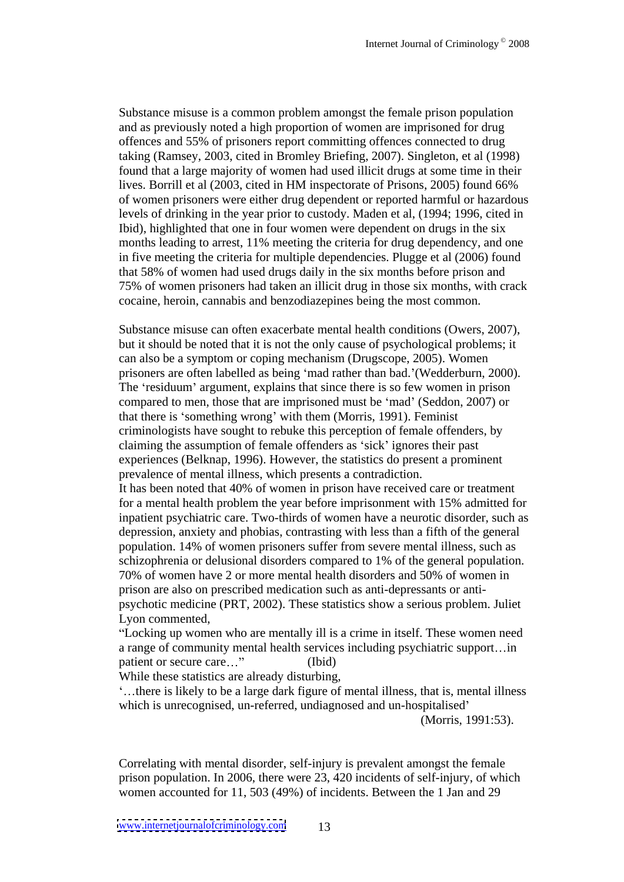Substance misuse is a common problem amongst the female prison population and as previously noted a high proportion of women are imprisoned for drug offences and 55% of prisoners report committing offences connected to drug taking (Ramsey, 2003, cited in Bromley Briefing, 2007). Singleton, et al (1998) found that a large majority of women had used illicit drugs at some time in their lives. Borrill et al (2003, cited in HM inspectorate of Prisons, 2005) found 66% of women prisoners were either drug dependent or reported harmful or hazardous levels of drinking in the year prior to custody. Maden et al, (1994; 1996, cited in Ibid), highlighted that one in four women were dependent on drugs in the six months leading to arrest, 11% meeting the criteria for drug dependency, and one in five meeting the criteria for multiple dependencies. Plugge et al (2006) found that 58% of women had used drugs daily in the six months before prison and 75% of women prisoners had taken an illicit drug in those six months, with crack cocaine, heroin, cannabis and benzodiazepines being the most common.

Substance misuse can often exacerbate mental health conditions (Owers, 2007), but it should be noted that it is not the only cause of psychological problems; it can also be a symptom or coping mechanism (Drugscope, 2005). Women prisoners are often labelled as being 'mad rather than bad.'(Wedderburn, 2000). The 'residuum' argument, explains that since there is so few women in prison compared to men, those that are imprisoned must be 'mad' (Seddon, 2007) or that there is 'something wrong' with them (Morris, 1991). Feminist criminologists have sought to rebuke this perception of female offenders, by claiming the assumption of female offenders as 'sick' ignores their past experiences (Belknap, 1996). However, the statistics do present a prominent prevalence of mental illness, which presents a contradiction.

It has been noted that 40% of women in prison have received care or treatment for a mental health problem the year before imprisonment with 15% admitted for inpatient psychiatric care. Two-thirds of women have a neurotic disorder, such as depression, anxiety and phobias, contrasting with less than a fifth of the general population. 14% of women prisoners suffer from severe mental illness, such as schizophrenia or delusional disorders compared to 1% of the general population. 70% of women have 2 or more mental health disorders and 50% of women in prison are also on prescribed medication such as anti-depressants or anti-psychotic medicine (PRT, 2002). These statistics show a serious problem. Juliet Lyon commented,

"Locking up women who are mentally ill is a crime in itself. These women need a range of community mental health services including psychiatric support…in patient or secure care…" (Ibid)

While these statistics are already disturbing,

'…there is likely to be a large dark figure of mental illness, that is, mental illness which is unrecognised, un-referred, undiagnosed and un-hospitalised' (Morris, 1991:53).

Correlating with mental disorder, self-injury is prevalent amongst the female prison population. In 2006, there were 23, 420 incidents of self-injury, of which women accounted for 11, 503 (49%) of incidents. Between the 1 Jan and 29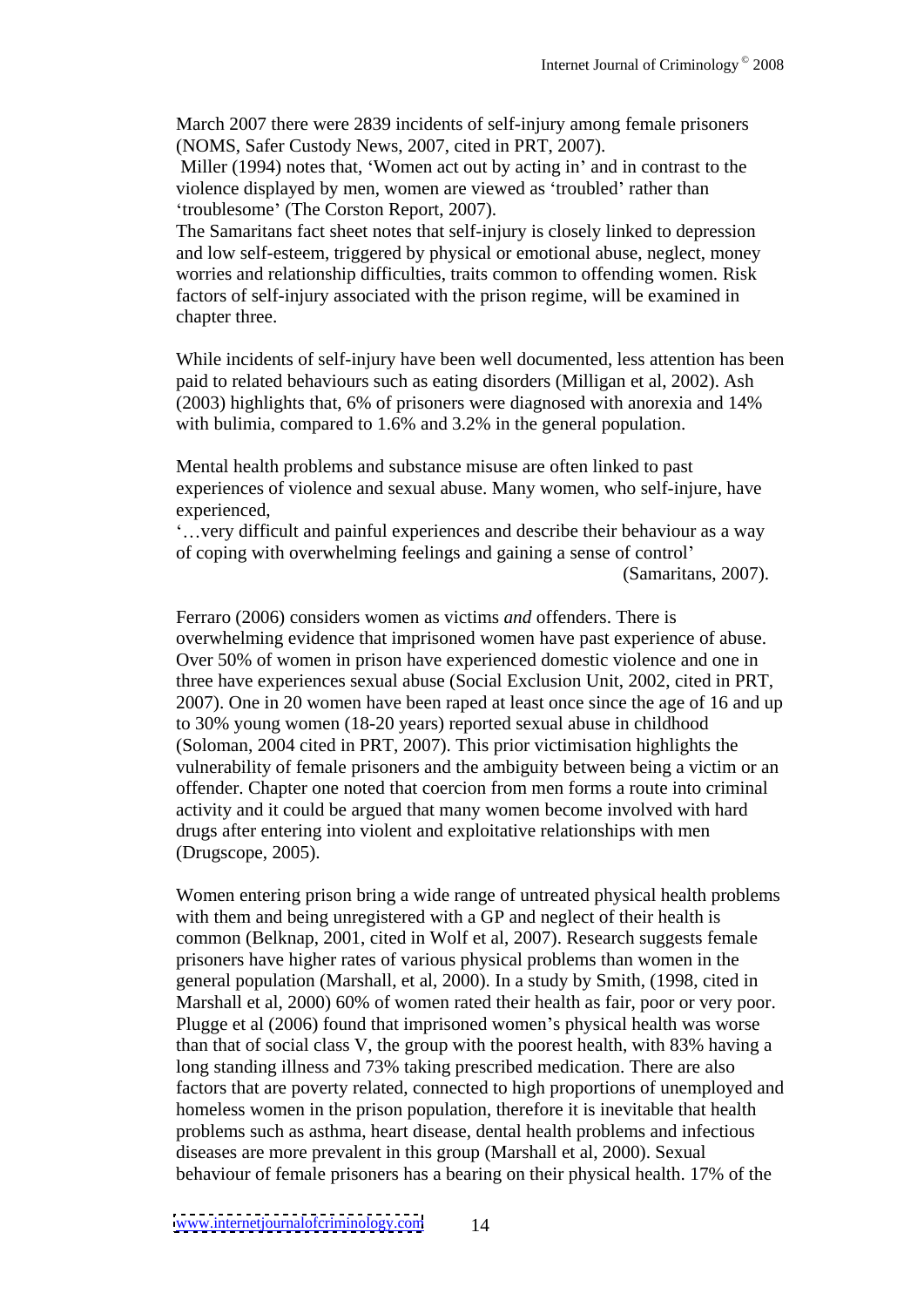March 2007 there were 2839 incidents of self-injury among female prisoners (NOMS, Safer Custody News, 2007, cited in PRT, 2007).

Miller (1994) notes that, 'Women act out by acting in' and in contrast to the violence displayed by men, women are viewed as 'troubled' rather than 'troublesome' (The Corston Report, 2007).

The Samaritans fact sheet notes that self-injury is closely linked to depression and low self-esteem, triggered by physical or emotional abuse, neglect, money worries and relationship difficulties, traits common to offending women. Risk factors of self-injury associated with the prison regime, will be examined in chapter three.

While incidents of self-injury have been well documented, less attention has been paid to related behaviours such as eating disorders (Milligan et al, 2002). Ash (2003) highlights that, 6% of prisoners were diagnosed with anorexia and 14% with bulimia, compared to 1.6% and 3.2% in the general population.

Mental health problems and substance misuse are often linked to past experiences of violence and sexual abuse. Many women, who self-injure, have experienced,

'…very difficult and painful experiences and describe their behaviour as a way of coping with overwhelming feelings and gaining a sense of control'

(Samaritans, 2007).

Ferraro (2006) considers women as victims *and* offenders. There is overwhelming evidence that imprisoned women have past experience of abuse. Over 50% of women in prison have experienced domestic violence and one in three have experiences sexual abuse (Social Exclusion Unit, 2002, cited in PRT, 2007). One in 20 women have been raped at least once since the age of 16 and up to 30% young women (18-20 years) reported sexual abuse in childhood (Soloman, 2004 cited in PRT, 2007). This prior victimisation highlights the vulnerability of female prisoners and the ambiguity between being a victim or an offender. Chapter one noted that coercion from men forms a route into criminal activity and it could be argued that many women become involved with hard drugs after entering into violent and exploitative relationships with men (Drugscope, 2005).

Women entering prison bring a wide range of untreated physical health problems with them and being unregistered with a GP and neglect of their health is common (Belknap, 2001, cited in Wolf et al, 2007). Research suggests female prisoners have higher rates of various physical problems than women in the general population (Marshall, et al, 2000). In a study by Smith, (1998, cited in Marshall et al, 2000) 60% of women rated their health as fair, poor or very poor. Plugge et al (2006) found that imprisoned women's physical health was worse than that of social class V, the group with the poorest health, with 83% having a long standing illness and 73% taking prescribed medication. There are also factors that are poverty related, connected to high proportions of unemployed and homeless women in the prison population, therefore it is inevitable that health problems such as asthma, heart disease, dental health problems and infectious diseases are more prevalent in this group (Marshall et al, 2000). Sexual behaviour of female prisoners has a bearing on their physical health. 17% of the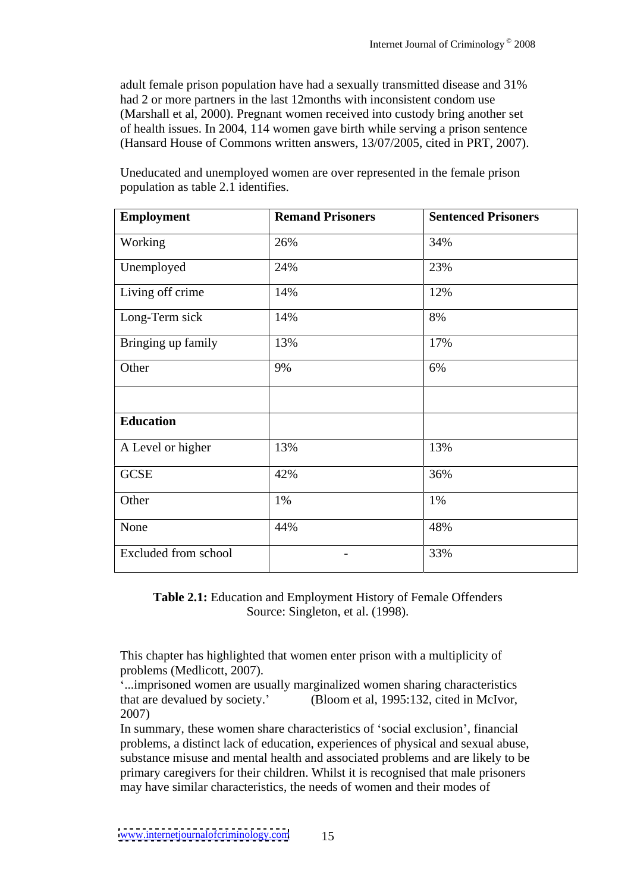adult female prison population have had a sexually transmitted disease and 31% had 2 or more partners in the last 12months with inconsistent condom use (Marshall et al, 2000). Pregnant women received into custody bring another set of health issues. In 2004, 114 women gave birth while serving a prison sentence (Hansard House of Commons written answers, 13/07/2005, cited in PRT, 2007).

Uneducated and unemployed women are over represented in the female prison population as table 2.1 identifies.

| **Employment** | **Remand Prisoners** | **Sentenced Prisoners** |
|---|---|---|
| Working | 26% | 34% |
| Unemployed | 24% | 23% |
| Living off crime | 14% | 12% |
| Long-Term sick | 14% | 8% |
| Bringing up family | 13% | 17% |
| Other | 9% | 6% |
| | | |
| **Education** | | |
| A Level or higher | 13% | 13% |
| GCSE | 42% | 36% |
| Other | 1% | 1% |
| None | 44% | 48% |
| Excluded from school | - | 33% |

**Table 2.1:** Education and Employment History of Female Offenders
Source: Singleton, et al. (1998).

This chapter has highlighted that women enter prison with a multiplicity of problems (Medlicott, 2007).

'...imprisoned women are usually marginalized women sharing characteristics that are devalued by society.' (Bloom et al, 1995:132, cited in McIvor, 2007)

In summary, these women share characteristics of 'social exclusion', financial problems, a distinct lack of education, experiences of physical and sexual abuse, substance misuse and mental health and associated problems and are likely to be primary caregivers for their children. Whilst it is recognised that male prisoners may have similar characteristics, the needs of women and their modes of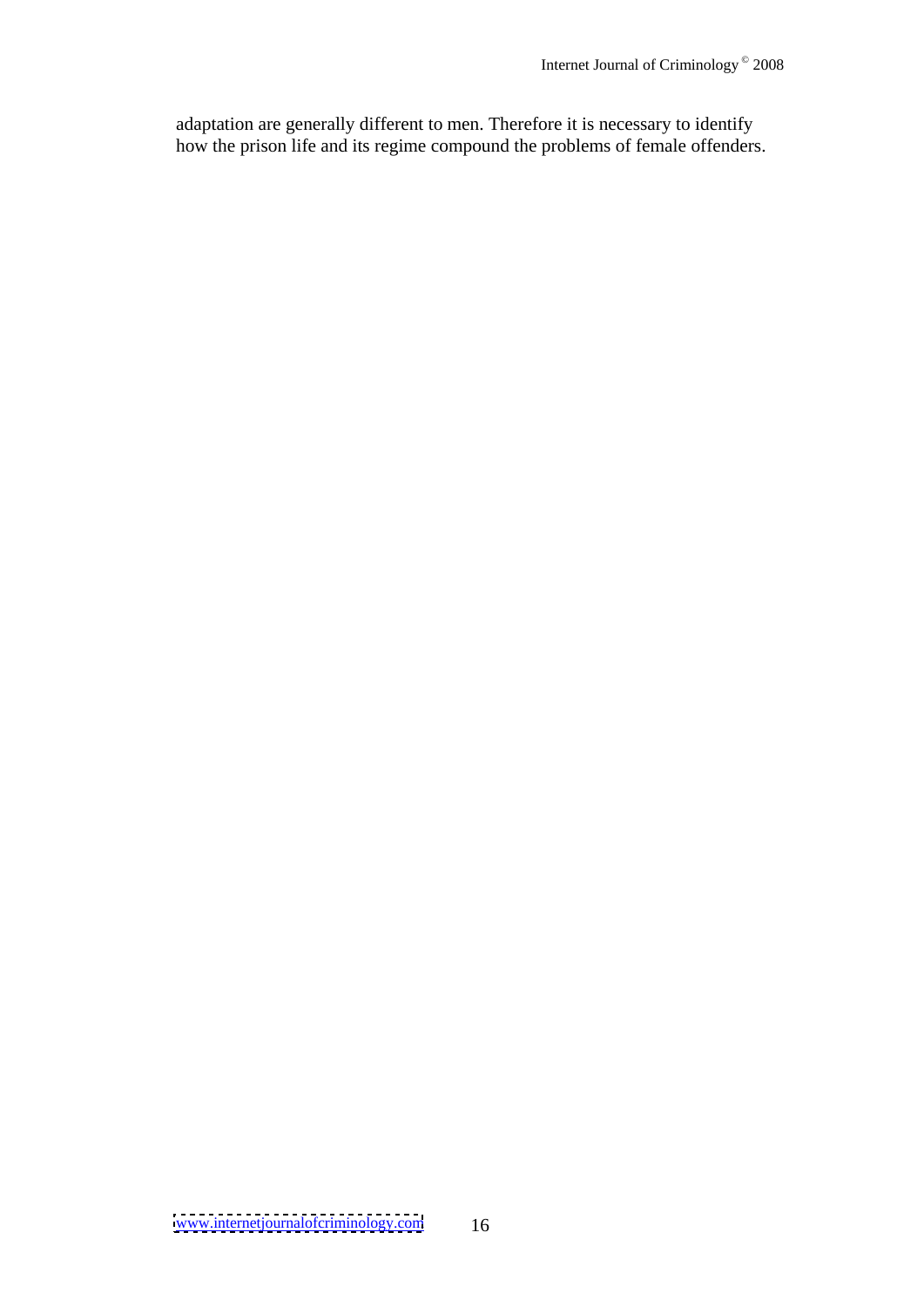adaptation are generally different to men. Therefore it is necessary to identify how the prison life and its regime compound the problems of female offenders.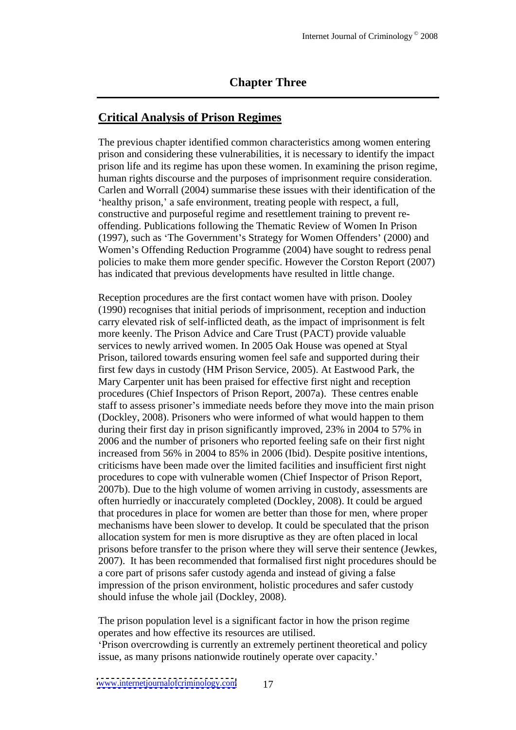# Chapter Three

## Critical Analysis of Prison Regimes

The previous chapter identified common characteristics among women entering prison and considering these vulnerabilities, it is necessary to identify the impact prison life and its regime has upon these women. In examining the prison regime, human rights discourse and the purposes of imprisonment require consideration. Carlen and Worrall (2004) summarise these issues with their identification of the 'healthy prison,' a safe environment, treating people with respect, a full, constructive and purposeful regime and resettlement training to prevent re-offending. Publications following the Thematic Review of Women In Prison (1997), such as 'The Government's Strategy for Women Offenders' (2000) and Women's Offending Reduction Programme (2004) have sought to redress penal policies to make them more gender specific. However the Corston Report (2007) has indicated that previous developments have resulted in little change.

Reception procedures are the first contact women have with prison. Dooley (1990) recognises that initial periods of imprisonment, reception and induction carry elevated risk of self-inflicted death, as the impact of imprisonment is felt more keenly. The Prison Advice and Care Trust (PACT) provide valuable services to newly arrived women. In 2005 Oak House was opened at Styal Prison, tailored towards ensuring women feel safe and supported during their first few days in custody (HM Prison Service, 2005). At Eastwood Park, the Mary Carpenter unit has been praised for effective first night and reception procedures (Chief Inspectors of Prison Report, 2007a). These centres enable staff to assess prisoner's immediate needs before they move into the main prison (Dockley, 2008). Prisoners who were informed of what would happen to them during their first day in prison significantly improved, 23% in 2004 to 57% in 2006 and the number of prisoners who reported feeling safe on their first night increased from 56% in 2004 to 85% in 2006 (Ibid). Despite positive intentions, criticisms have been made over the limited facilities and insufficient first night procedures to cope with vulnerable women (Chief Inspector of Prison Report, 2007b). Due to the high volume of women arriving in custody, assessments are often hurriedly or inaccurately completed (Dockley, 2008). It could be argued that procedures in place for women are better than those for men, where proper mechanisms have been slower to develop. It could be speculated that the prison allocation system for men is more disruptive as they are often placed in local prisons before transfer to the prison where they will serve their sentence (Jewkes, 2007). It has been recommended that formalised first night procedures should be a core part of prisons safer custody agenda and instead of giving a false impression of the prison environment, holistic procedures and safer custody should infuse the whole jail (Dockley, 2008).

The prison population level is a significant factor in how the prison regime operates and how effective its resources are utilised.
'Prison overcrowding is currently an extremely pertinent theoretical and policy issue, as many prisons nationwide routinely operate over capacity.'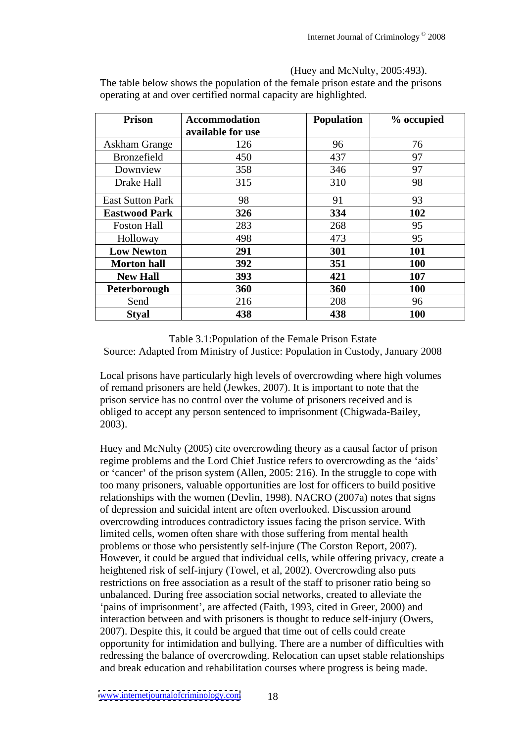(Huey and McNulty, 2005:493).

The table below shows the population of the female prison estate and the prisons operating at and over certified normal capacity are highlighted.

| Prison | Accommodation available for use | Population | % occupied |
|---|---|---|---|
| Askham Grange | 126 | 96 | 76 |
| Bronzefield | 450 | 437 | 97 |
| Downview | 358 | 346 | 97 |
| Drake Hall | 315 | 310 | 98 |
| East Sutton Park | 98 | 91 | 93 |
| **Eastwood Park** | **326** | **334** | **102** |
| Foston Hall | 283 | 268 | 95 |
| Holloway | 498 | 473 | 95 |
| **Low Newton** | **291** | **301** | **101** |
| **Morton hall** | **392** | **351** | **100** |
| **New Hall** | **393** | **421** | **107** |
| **Peterborough** | **360** | **360** | **100** |
| Send | 216 | 208 | 96 |
| **Styal** | **438** | **438** | **100** |

Table 3.1:Population of the Female Prison Estate
Source: Adapted from Ministry of Justice: Population in Custody, January 2008

Local prisons have particularly high levels of overcrowding where high volumes of remand prisoners are held (Jewkes, 2007). It is important to note that the prison service has no control over the volume of prisoners received and is obliged to accept any person sentenced to imprisonment (Chigwada-Bailey, 2003).

Huey and McNulty (2005) cite overcrowding theory as a causal factor of prison regime problems and the Lord Chief Justice refers to overcrowding as the 'aids' or 'cancer' of the prison system (Allen, 2005: 216). In the struggle to cope with too many prisoners, valuable opportunities are lost for officers to build positive relationships with the women (Devlin, 1998). NACRO (2007a) notes that signs of depression and suicidal intent are often overlooked. Discussion around overcrowding introduces contradictory issues facing the prison service. With limited cells, women often share with those suffering from mental health problems or those who persistently self-injure (The Corston Report, 2007). However, it could be argued that individual cells, while offering privacy, create a heightened risk of self-injury (Towel, et al, 2002). Overcrowding also puts restrictions on free association as a result of the staff to prisoner ratio being so unbalanced. During free association social networks, created to alleviate the 'pains of imprisonment', are affected (Faith, 1993, cited in Greer, 2000) and interaction between and with prisoners is thought to reduce self-injury (Owers, 2007). Despite this, it could be argued that time out of cells could create opportunity for intimidation and bullying. There are a number of difficulties with redressing the balance of overcrowding. Relocation can upset stable relationships and break education and rehabilitation courses where progress is being made.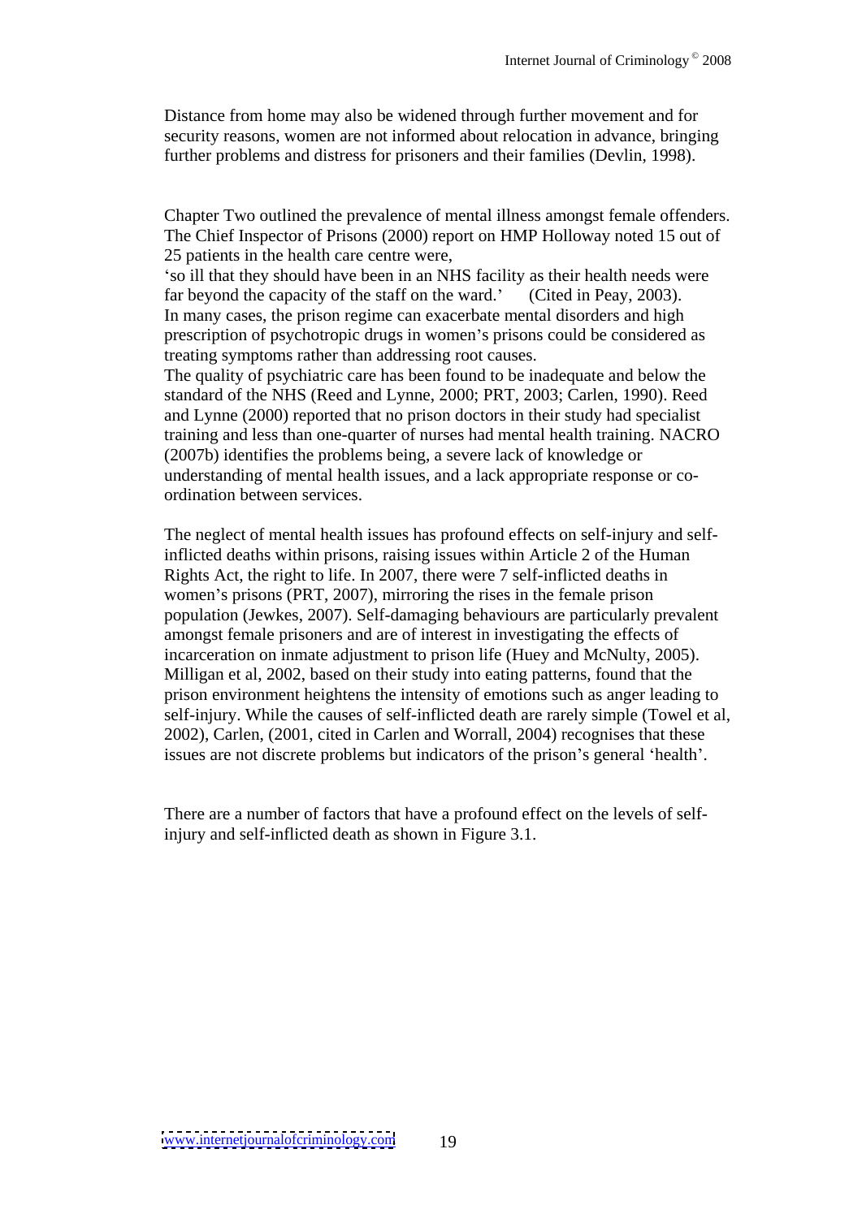Distance from home may also be widened through further movement and for security reasons, women are not informed about relocation in advance, bringing further problems and distress for prisoners and their families (Devlin, 1998).

Chapter Two outlined the prevalence of mental illness amongst female offenders. The Chief Inspector of Prisons (2000) report on HMP Holloway noted 15 out of 25 patients in the health care centre were,

'so ill that they should have been in an NHS facility as their health needs were far beyond the capacity of the staff on the ward.' (Cited in Peay, 2003).

In many cases, the prison regime can exacerbate mental disorders and high prescription of psychotropic drugs in women's prisons could be considered as treating symptoms rather than addressing root causes.

The quality of psychiatric care has been found to be inadequate and below the standard of the NHS (Reed and Lynne, 2000; PRT, 2003; Carlen, 1990). Reed and Lynne (2000) reported that no prison doctors in their study had specialist training and less than one-quarter of nurses had mental health training. NACRO (2007b) identifies the problems being, a severe lack of knowledge or understanding of mental health issues, and a lack appropriate response or co-ordination between services.

The neglect of mental health issues has profound effects on self-injury and self-inflicted deaths within prisons, raising issues within Article 2 of the Human Rights Act, the right to life. In 2007, there were 7 self-inflicted deaths in women's prisons (PRT, 2007), mirroring the rises in the female prison population (Jewkes, 2007). Self-damaging behaviours are particularly prevalent amongst female prisoners and are of interest in investigating the effects of incarceration on inmate adjustment to prison life (Huey and McNulty, 2005). Milligan et al, 2002, based on their study into eating patterns, found that the prison environment heightens the intensity of emotions such as anger leading to self-injury. While the causes of self-inflicted death are rarely simple (Towel et al, 2002), Carlen, (2001, cited in Carlen and Worrall, 2004) recognises that these issues are not discrete problems but indicators of the prison's general 'health'.

There are a number of factors that have a profound effect on the levels of self-injury and self-inflicted death as shown in Figure 3.1.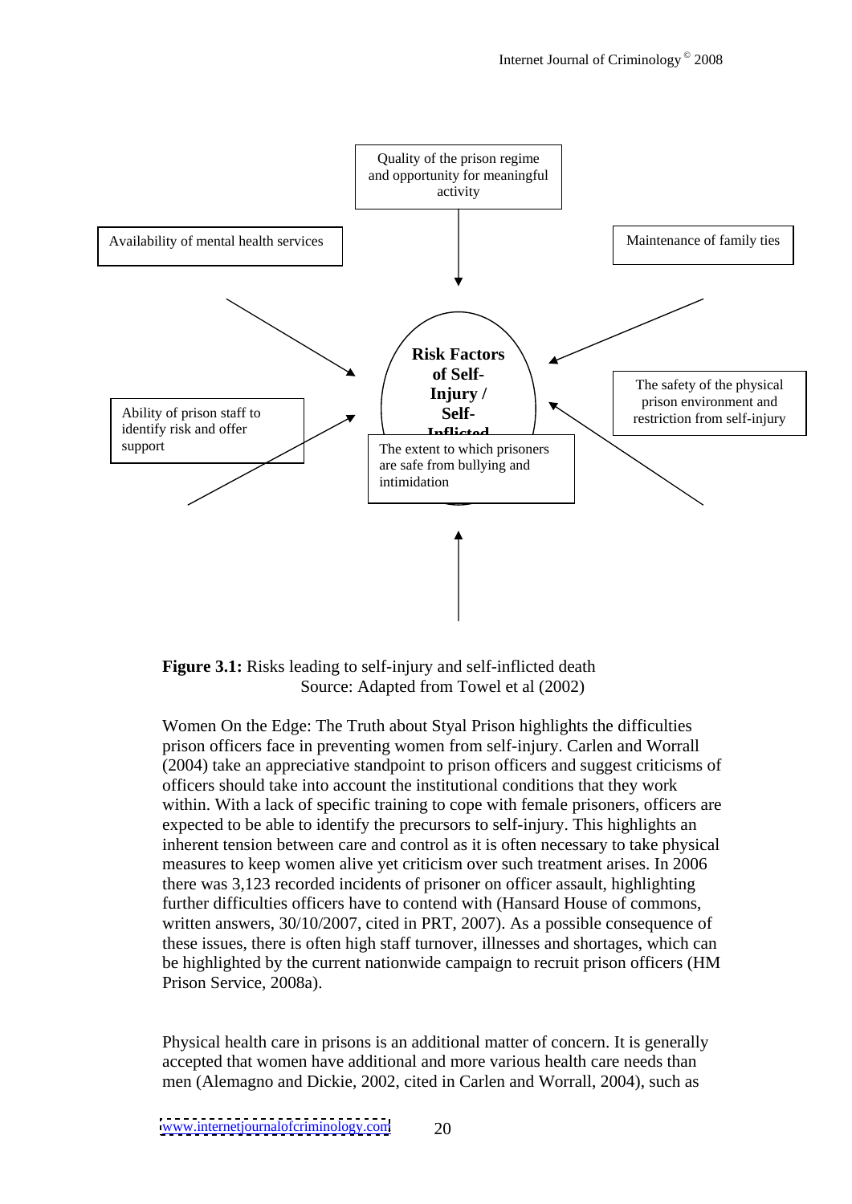Quality of the prison regime and opportunity for meaningful activity

Availability of mental health services

Maintenance of family ties

**Risk Factors of Self-Injury / Self-Inflicted**

Ability of prison staff to identify risk and offer support

The safety of the physical prison environment and restriction from self-injury

The extent to which prisoners are safe from bullying and intimidation

**Figure 3.1:** Risks leading to self-injury and self-inflicted death
Source: Adapted from Towel et al (2002)

Women On the Edge: The Truth about Styal Prison highlights the difficulties prison officers face in preventing women from self-injury. Carlen and Worrall (2004) take an appreciative standpoint to prison officers and suggest criticisms of officers should take into account the institutional conditions that they work within. With a lack of specific training to cope with female prisoners, officers are expected to be able to identify the precursors to self-injury. This highlights an inherent tension between care and control as it is often necessary to take physical measures to keep women alive yet criticism over such treatment arises. In 2006 there was 3,123 recorded incidents of prisoner on officer assault, highlighting further difficulties officers have to contend with (Hansard House of commons, written answers, 30/10/2007, cited in PRT, 2007). As a possible consequence of these issues, there is often high staff turnover, illnesses and shortages, which can be highlighted by the current nationwide campaign to recruit prison officers (HM Prison Service, 2008a).

Physical health care in prisons is an additional matter of concern. It is generally accepted that women have additional and more various health care needs than men (Alemagno and Dickie, 2002, cited in Carlen and Worrall, 2004), such as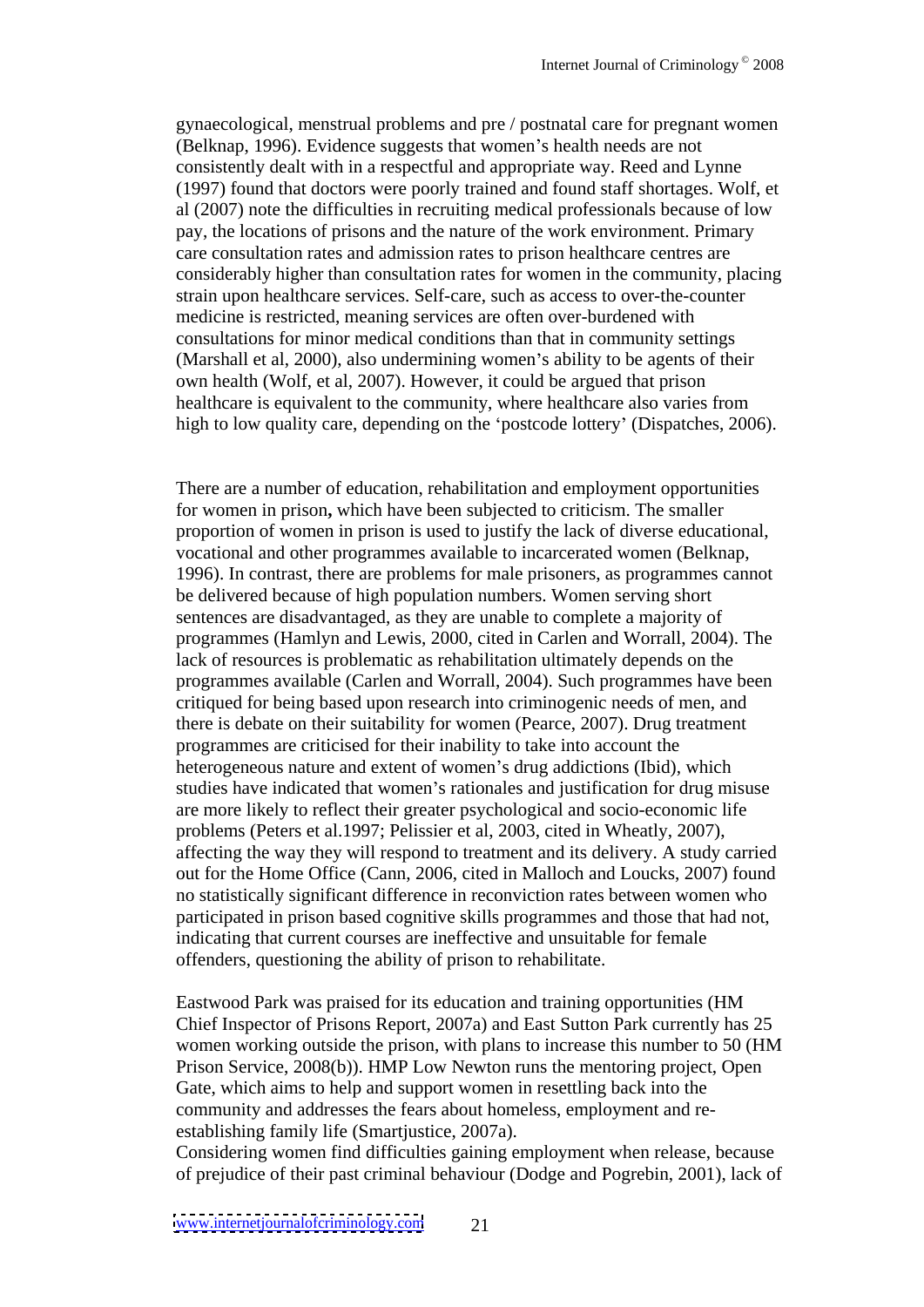gynaecological, menstrual problems and pre / postnatal care for pregnant women (Belknap, 1996). Evidence suggests that women's health needs are not consistently dealt with in a respectful and appropriate way. Reed and Lynne (1997) found that doctors were poorly trained and found staff shortages. Wolf, et al (2007) note the difficulties in recruiting medical professionals because of low pay, the locations of prisons and the nature of the work environment. Primary care consultation rates and admission rates to prison healthcare centres are considerably higher than consultation rates for women in the community, placing strain upon healthcare services. Self-care, such as access to over-the-counter medicine is restricted, meaning services are often over-burdened with consultations for minor medical conditions than that in community settings (Marshall et al, 2000), also undermining women's ability to be agents of their own health (Wolf, et al, 2007). However, it could be argued that prison healthcare is equivalent to the community, where healthcare also varies from high to low quality care, depending on the 'postcode lottery' (Dispatches, 2006).

There are a number of education, rehabilitation and employment opportunities for women in prison**,** which have been subjected to criticism. The smaller proportion of women in prison is used to justify the lack of diverse educational, vocational and other programmes available to incarcerated women (Belknap, 1996). In contrast, there are problems for male prisoners, as programmes cannot be delivered because of high population numbers. Women serving short sentences are disadvantaged, as they are unable to complete a majority of programmes (Hamlyn and Lewis, 2000, cited in Carlen and Worrall, 2004). The lack of resources is problematic as rehabilitation ultimately depends on the programmes available (Carlen and Worrall, 2004). Such programmes have been critiqued for being based upon research into criminogenic needs of men, and there is debate on their suitability for women (Pearce, 2007). Drug treatment programmes are criticised for their inability to take into account the heterogeneous nature and extent of women's drug addictions (Ibid), which studies have indicated that women's rationales and justification for drug misuse are more likely to reflect their greater psychological and socio-economic life problems (Peters et al.1997; Pelissier et al, 2003, cited in Wheatly, 2007), affecting the way they will respond to treatment and its delivery. A study carried out for the Home Office (Cann, 2006, cited in Malloch and Loucks, 2007) found no statistically significant difference in reconviction rates between women who participated in prison based cognitive skills programmes and those that had not, indicating that current courses are ineffective and unsuitable for female offenders, questioning the ability of prison to rehabilitate.

Eastwood Park was praised for its education and training opportunities (HM Chief Inspector of Prisons Report, 2007a) and East Sutton Park currently has 25 women working outside the prison, with plans to increase this number to 50 (HM Prison Service, 2008(b)). HMP Low Newton runs the mentoring project, Open Gate, which aims to help and support women in resettling back into the community and addresses the fears about homeless, employment and re-establishing family life (Smartjustice, 2007a).
Considering women find difficulties gaining employment when release, because of prejudice of their past criminal behaviour (Dodge and Pogrebin, 2001), lack of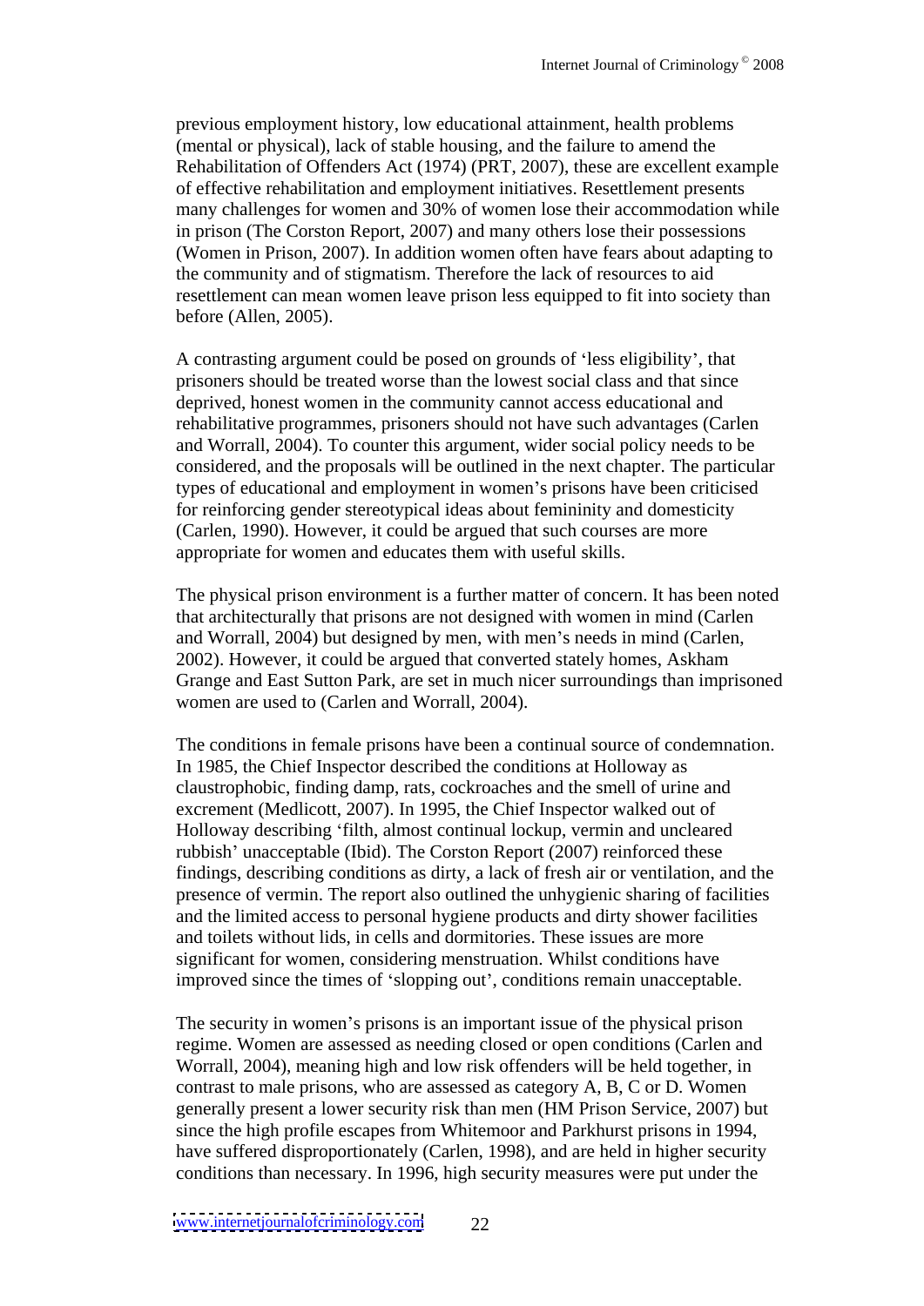previous employment history, low educational attainment, health problems (mental or physical), lack of stable housing, and the failure to amend the Rehabilitation of Offenders Act (1974) (PRT, 2007), these are excellent example of effective rehabilitation and employment initiatives. Resettlement presents many challenges for women and 30% of women lose their accommodation while in prison (The Corston Report, 2007) and many others lose their possessions (Women in Prison, 2007). In addition women often have fears about adapting to the community and of stigmatism. Therefore the lack of resources to aid resettlement can mean women leave prison less equipped to fit into society than before (Allen, 2005).

A contrasting argument could be posed on grounds of 'less eligibility', that prisoners should be treated worse than the lowest social class and that since deprived, honest women in the community cannot access educational and rehabilitative programmes, prisoners should not have such advantages (Carlen and Worrall, 2004). To counter this argument, wider social policy needs to be considered, and the proposals will be outlined in the next chapter. The particular types of educational and employment in women's prisons have been criticised for reinforcing gender stereotypical ideas about femininity and domesticity (Carlen, 1990). However, it could be argued that such courses are more appropriate for women and educates them with useful skills.

The physical prison environment is a further matter of concern. It has been noted that architecturally that prisons are not designed with women in mind (Carlen and Worrall, 2004) but designed by men, with men's needs in mind (Carlen, 2002). However, it could be argued that converted stately homes, Askham Grange and East Sutton Park, are set in much nicer surroundings than imprisoned women are used to (Carlen and Worrall, 2004).

The conditions in female prisons have been a continual source of condemnation. In 1985, the Chief Inspector described the conditions at Holloway as claustrophobic, finding damp, rats, cockroaches and the smell of urine and excrement (Medlicott, 2007). In 1995, the Chief Inspector walked out of Holloway describing 'filth, almost continual lockup, vermin and uncleared rubbish' unacceptable (Ibid). The Corston Report (2007) reinforced these findings, describing conditions as dirty, a lack of fresh air or ventilation, and the presence of vermin. The report also outlined the unhygienic sharing of facilities and the limited access to personal hygiene products and dirty shower facilities and toilets without lids, in cells and dormitories. These issues are more significant for women, considering menstruation. Whilst conditions have improved since the times of 'slopping out', conditions remain unacceptable.

The security in women's prisons is an important issue of the physical prison regime. Women are assessed as needing closed or open conditions (Carlen and Worrall, 2004), meaning high and low risk offenders will be held together, in contrast to male prisons, who are assessed as category A, B, C or D. Women generally present a lower security risk than men (HM Prison Service, 2007) but since the high profile escapes from Whitemoor and Parkhurst prisons in 1994, have suffered disproportionately (Carlen, 1998), and are held in higher security conditions than necessary. In 1996, high security measures were put under the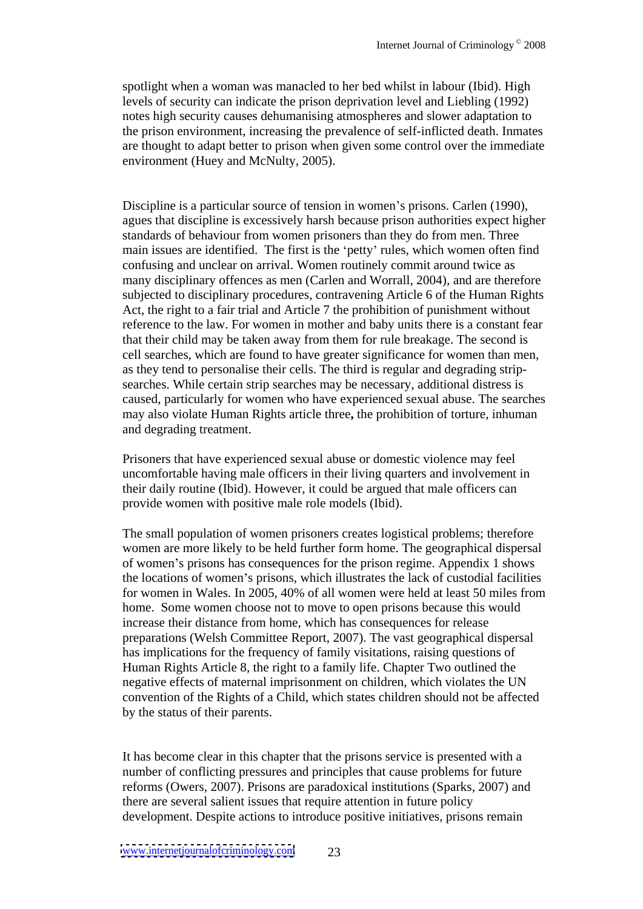spotlight when a woman was manacled to her bed whilst in labour (Ibid). High levels of security can indicate the prison deprivation level and Liebling (1992) notes high security causes dehumanising atmospheres and slower adaptation to the prison environment, increasing the prevalence of self-inflicted death. Inmates are thought to adapt better to prison when given some control over the immediate environment (Huey and McNulty, 2005).

Discipline is a particular source of tension in women's prisons. Carlen (1990), agues that discipline is excessively harsh because prison authorities expect higher standards of behaviour from women prisoners than they do from men. Three main issues are identified. The first is the 'petty' rules, which women often find confusing and unclear on arrival. Women routinely commit around twice as many disciplinary offences as men (Carlen and Worrall, 2004), and are therefore subjected to disciplinary procedures, contravening Article 6 of the Human Rights Act, the right to a fair trial and Article 7 the prohibition of punishment without reference to the law. For women in mother and baby units there is a constant fear that their child may be taken away from them for rule breakage. The second is cell searches, which are found to have greater significance for women than men, as they tend to personalise their cells. The third is regular and degrading strip-searches. While certain strip searches may be necessary, additional distress is caused, particularly for women who have experienced sexual abuse. The searches may also violate Human Rights article three**,** the prohibition of torture, inhuman and degrading treatment.

Prisoners that have experienced sexual abuse or domestic violence may feel uncomfortable having male officers in their living quarters and involvement in their daily routine (Ibid). However, it could be argued that male officers can provide women with positive male role models (Ibid).

The small population of women prisoners creates logistical problems; therefore women are more likely to be held further form home. The geographical dispersal of women's prisons has consequences for the prison regime. Appendix 1 shows the locations of women's prisons, which illustrates the lack of custodial facilities for women in Wales. In 2005, 40% of all women were held at least 50 miles from home. Some women choose not to move to open prisons because this would increase their distance from home, which has consequences for release preparations (Welsh Committee Report, 2007). The vast geographical dispersal has implications for the frequency of family visitations, raising questions of Human Rights Article 8, the right to a family life. Chapter Two outlined the negative effects of maternal imprisonment on children, which violates the UN convention of the Rights of a Child, which states children should not be affected by the status of their parents.

It has become clear in this chapter that the prisons service is presented with a number of conflicting pressures and principles that cause problems for future reforms (Owers, 2007). Prisons are paradoxical institutions (Sparks, 2007) and there are several salient issues that require attention in future policy development. Despite actions to introduce positive initiatives, prisons remain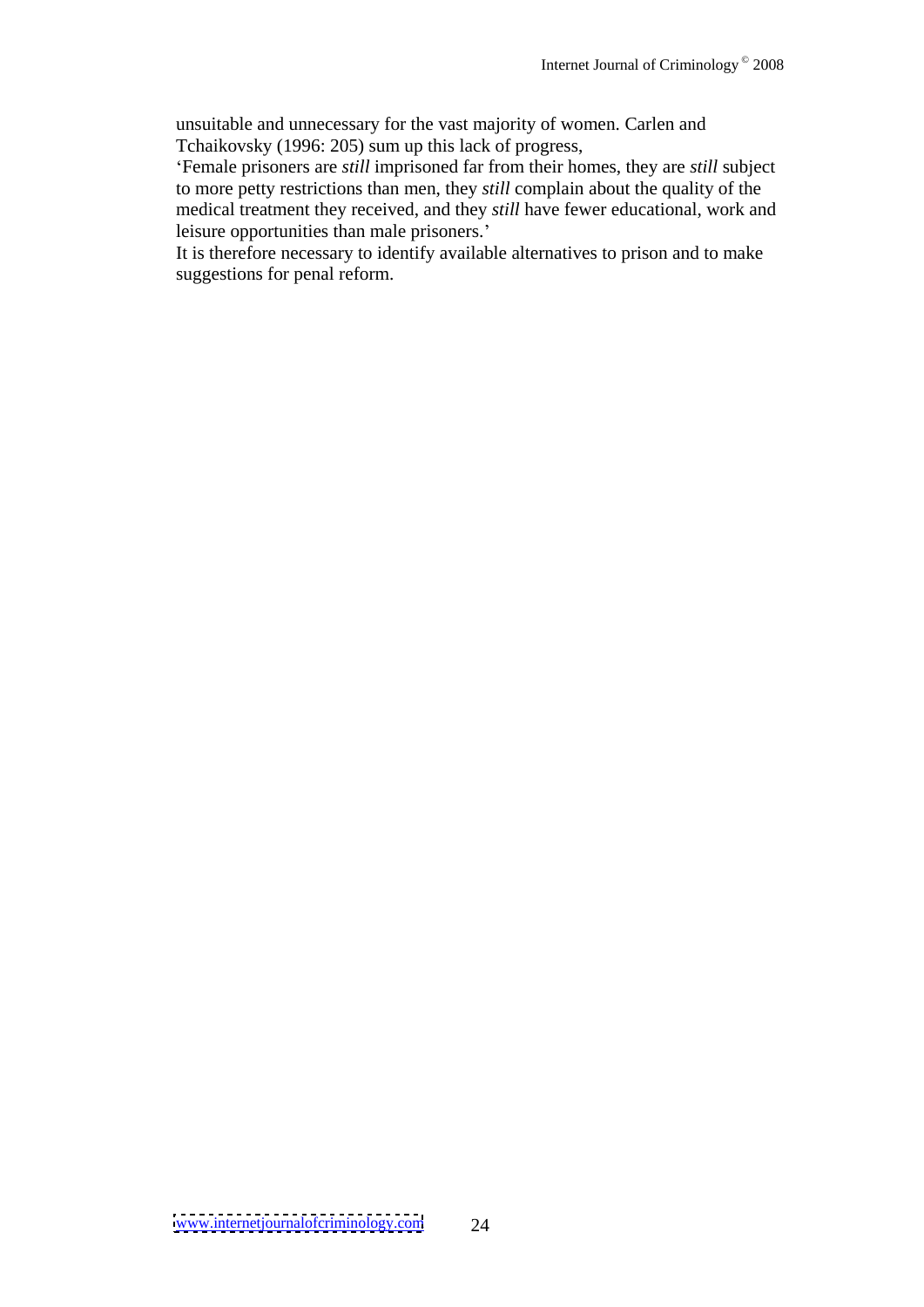unsuitable and unnecessary for the vast majority of women. Carlen and Tchaikovsky (1996: 205) sum up this lack of progress,

'Female prisoners are *still* imprisoned far from their homes, they are *still* subject to more petty restrictions than men, they *still* complain about the quality of the medical treatment they received, and they *still* have fewer educational, work and leisure opportunities than male prisoners.'

It is therefore necessary to identify available alternatives to prison and to make suggestions for penal reform.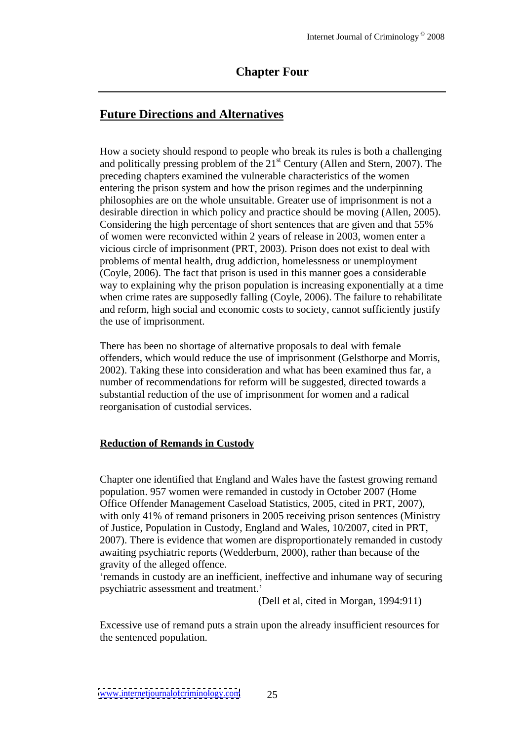# Chapter Four

## Future Directions and Alternatives

How a society should respond to people who break its rules is both a challenging and politically pressing problem of the 21st Century (Allen and Stern, 2007). The preceding chapters examined the vulnerable characteristics of the women entering the prison system and how the prison regimes and the underpinning philosophies are on the whole unsuitable. Greater use of imprisonment is not a desirable direction in which policy and practice should be moving (Allen, 2005). Considering the high percentage of short sentences that are given and that 55% of women were reconvicted within 2 years of release in 2003, women enter a vicious circle of imprisonment (PRT, 2003). Prison does not exist to deal with problems of mental health, drug addiction, homelessness or unemployment (Coyle, 2006). The fact that prison is used in this manner goes a considerable way to explaining why the prison population is increasing exponentially at a time when crime rates are supposedly falling (Coyle, 2006). The failure to rehabilitate and reform, high social and economic costs to society, cannot sufficiently justify the use of imprisonment.

There has been no shortage of alternative proposals to deal with female offenders, which would reduce the use of imprisonment (Gelsthorpe and Morris, 2002). Taking these into consideration and what has been examined thus far, a number of recommendations for reform will be suggested, directed towards a substantial reduction of the use of imprisonment for women and a radical reorganisation of custodial services.

### Reduction of Remands in Custody

Chapter one identified that England and Wales have the fastest growing remand population. 957 women were remanded in custody in October 2007 (Home Office Offender Management Caseload Statistics, 2005, cited in PRT, 2007), with only 41% of remand prisoners in 2005 receiving prison sentences (Ministry of Justice, Population in Custody, England and Wales, 10/2007, cited in PRT, 2007). There is evidence that women are disproportionately remanded in custody awaiting psychiatric reports (Wedderburn, 2000), rather than because of the gravity of the alleged offence.

'remands in custody are an inefficient, ineffective and inhumane way of securing psychiatric assessment and treatment.'

(Dell et al, cited in Morgan, 1994:911)

Excessive use of remand puts a strain upon the already insufficient resources for the sentenced population.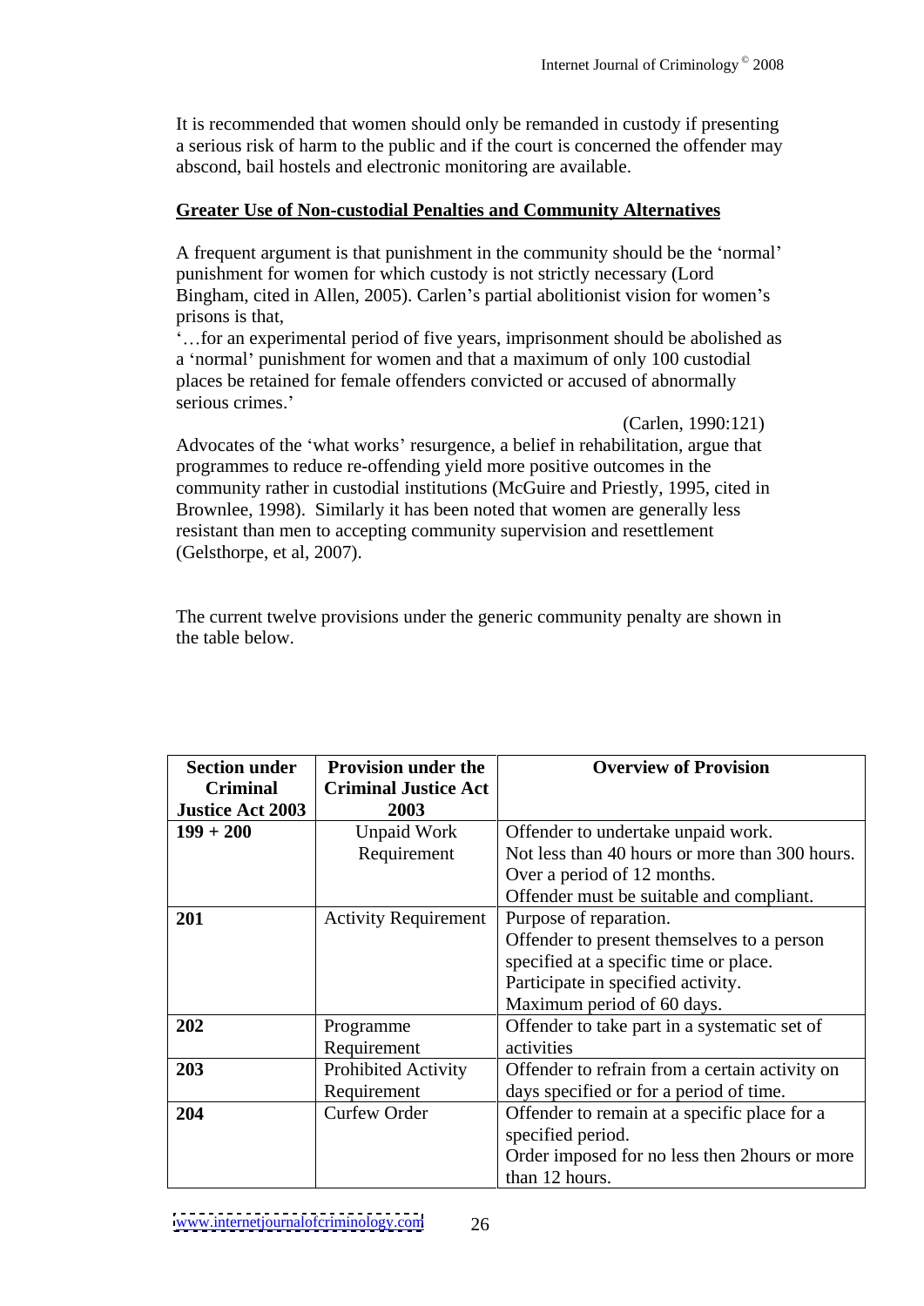It is recommended that women should only be remanded in custody if presenting a serious risk of harm to the public and if the court is concerned the offender may abscond, bail hostels and electronic monitoring are available.

## Greater Use of Non-custodial Penalties and Community Alternatives

A frequent argument is that punishment in the community should be the 'normal' punishment for women for which custody is not strictly necessary (Lord Bingham, cited in Allen, 2005). Carlen's partial abolitionist vision for women's prisons is that,

'…for an experimental period of five years, imprisonment should be abolished as a 'normal' punishment for women and that a maximum of only 100 custodial places be retained for female offenders convicted or accused of abnormally serious crimes.'

(Carlen, 1990:121)

Advocates of the 'what works' resurgence, a belief in rehabilitation, argue that programmes to reduce re-offending yield more positive outcomes in the community rather in custodial institutions (McGuire and Priestly, 1995, cited in Brownlee, 1998). Similarly it has been noted that women are generally less resistant than men to accepting community supervision and resettlement (Gelsthorpe, et al, 2007).

The current twelve provisions under the generic community penalty are shown in the table below.

| Section under Criminal Justice Act 2003 | Provision under the Criminal Justice Act 2003 | Overview of Provision |
|---|---|---|
| **199 + 200** | Unpaid Work Requirement | Offender to undertake unpaid work.<br>Not less than 40 hours or more than 300 hours.<br>Over a period of 12 months.<br>Offender must be suitable and compliant. |
| **201** | Activity Requirement | Purpose of reparation.<br>Offender to present themselves to a person specified at a specific time or place.<br>Participate in specified activity.<br>Maximum period of 60 days. |
| **202** | Programme Requirement | Offender to take part in a systematic set of activities |
| **203** | Prohibited Activity Requirement | Offender to refrain from a certain activity on days specified or for a period of time. |
| **204** | Curfew Order | Offender to remain at a specific place for a specified period.<br>Order imposed for no less then 2hours or more than 12 hours. |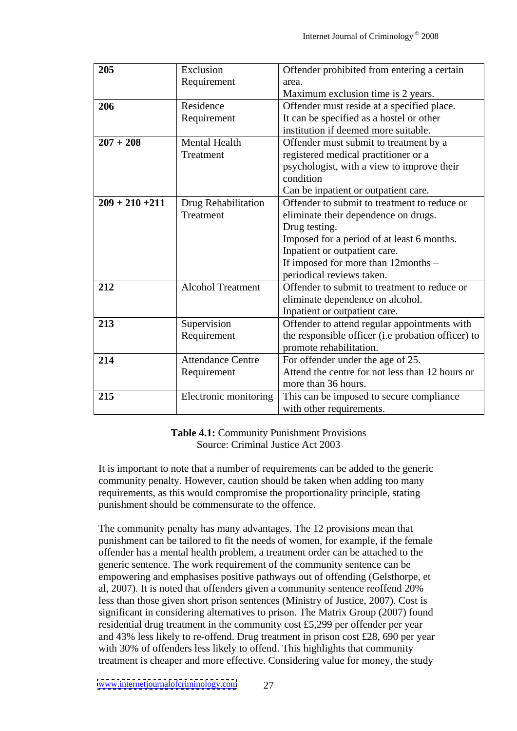| 205 | Exclusion Requirement | Offender prohibited from entering a certain area. Maximum exclusion time is 2 years. |
|---|---|---|
| 206 | Residence Requirement | Offender must reside at a specified place. It can be specified as a hostel or other institution if deemed more suitable. |
| 207 + 208 | Mental Health Treatment | Offender must submit to treatment by a registered medical practitioner or a psychologist, with a view to improve their condition Can be inpatient or outpatient care. |
| 209 + 210 +211 | Drug Rehabilitation Treatment | Offender to submit to treatment to reduce or eliminate their dependence on drugs. Drug testing. Imposed for a period of at least 6 months. Inpatient or outpatient care. If imposed for more than 12months – periodical reviews taken. |
| 212 | Alcohol Treatment | Offender to submit to treatment to reduce or eliminate dependence on alcohol. Inpatient or outpatient care. |
| 213 | Supervision Requirement | Offender to attend regular appointments with the responsible officer (i.e probation officer) to promote rehabilitation. |
| 214 | Attendance Centre Requirement | For offender under the age of 25. Attend the centre for not less than 12 hours or more than 36 hours. |
| 215 | Electronic monitoring | This can be imposed to secure compliance with other requirements. |

**Table 4.1:** Community Punishment Provisions
Source: Criminal Justice Act 2003

It is important to note that a number of requirements can be added to the generic community penalty. However, caution should be taken when adding too many requirements, as this would compromise the proportionality principle, stating punishment should be commensurate to the offence.

The community penalty has many advantages. The 12 provisions mean that punishment can be tailored to fit the needs of women, for example, if the female offender has a mental health problem, a treatment order can be attached to the generic sentence. The work requirement of the community sentence can be empowering and emphasises positive pathways out of offending (Gelsthorpe, et al, 2007). It is noted that offenders given a community sentence reoffend 20% less than those given short prison sentences (Ministry of Justice, 2007). Cost is significant in considering alternatives to prison. The Matrix Group (2007) found residential drug treatment in the community cost £5,299 per offender per year and 43% less likely to re-offend. Drug treatment in prison cost £28, 690 per year with 30% of offenders less likely to offend. This highlights that community treatment is cheaper and more effective. Considering value for money, the study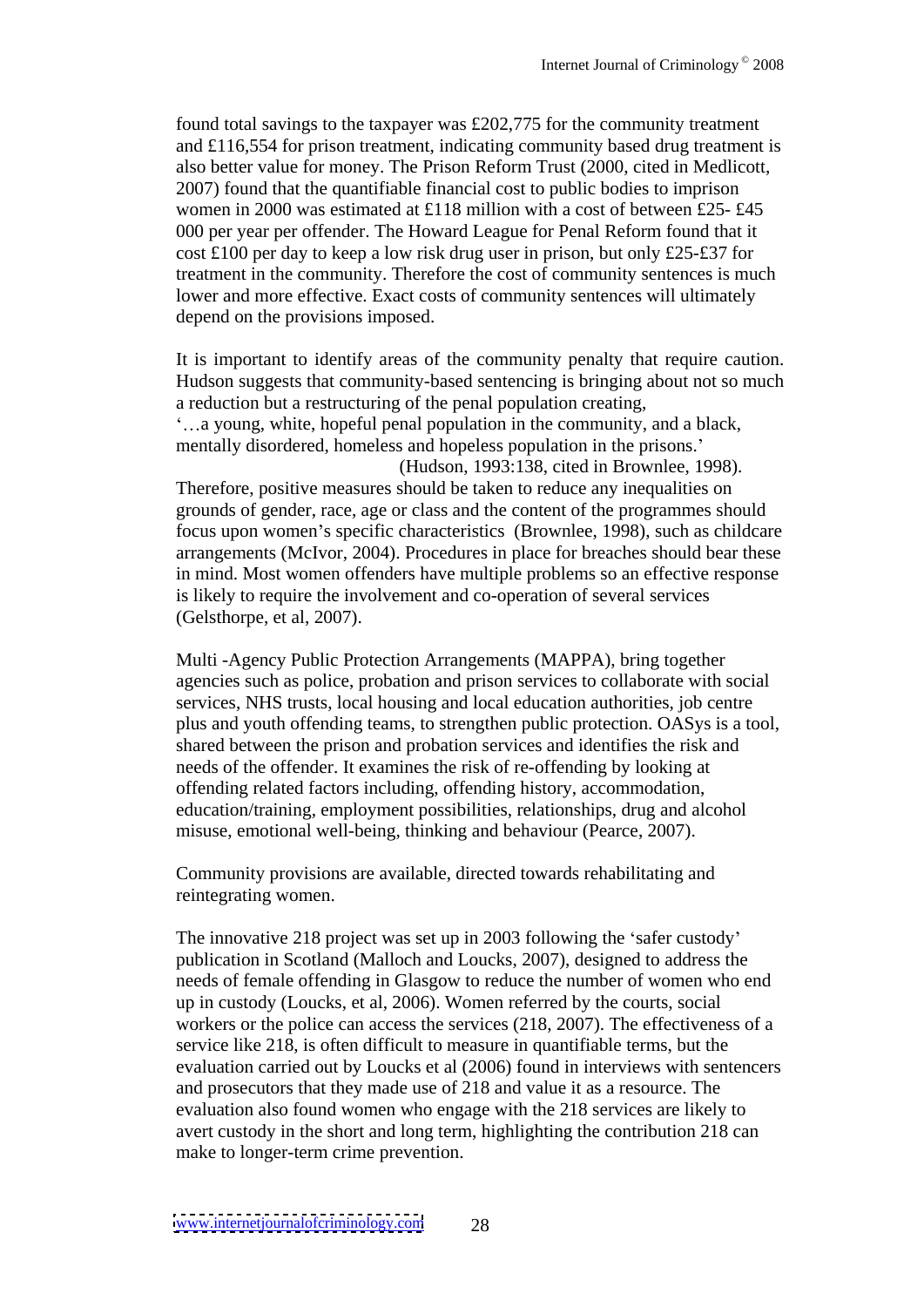found total savings to the taxpayer was £202,775 for the community treatment and £116,554 for prison treatment, indicating community based drug treatment is also better value for money. The Prison Reform Trust (2000, cited in Medlicott, 2007) found that the quantifiable financial cost to public bodies to imprison women in 2000 was estimated at £118 million with a cost of between £25- £45 000 per year per offender. The Howard League for Penal Reform found that it cost £100 per day to keep a low risk drug user in prison, but only £25-£37 for treatment in the community. Therefore the cost of community sentences is much lower and more effective. Exact costs of community sentences will ultimately depend on the provisions imposed.

It is important to identify areas of the community penalty that require caution. Hudson suggests that community-based sentencing is bringing about not so much a reduction but a restructuring of the penal population creating,

'…a young, white, hopeful penal population in the community, and a black, mentally disordered, homeless and hopeless population in the prisons.'

(Hudson, 1993:138, cited in Brownlee, 1998).

Therefore, positive measures should be taken to reduce any inequalities on grounds of gender, race, age or class and the content of the programmes should focus upon women's specific characteristics (Brownlee, 1998), such as childcare arrangements (McIvor, 2004). Procedures in place for breaches should bear these in mind. Most women offenders have multiple problems so an effective response is likely to require the involvement and co-operation of several services (Gelsthorpe, et al, 2007).

Multi -Agency Public Protection Arrangements (MAPPA), bring together agencies such as police, probation and prison services to collaborate with social services, NHS trusts, local housing and local education authorities, job centre plus and youth offending teams, to strengthen public protection. OASys is a tool, shared between the prison and probation services and identifies the risk and needs of the offender. It examines the risk of re-offending by looking at offending related factors including, offending history, accommodation, education/training, employment possibilities, relationships, drug and alcohol misuse, emotional well-being, thinking and behaviour (Pearce, 2007).

Community provisions are available, directed towards rehabilitating and reintegrating women.

The innovative 218 project was set up in 2003 following the 'safer custody' publication in Scotland (Malloch and Loucks, 2007), designed to address the needs of female offending in Glasgow to reduce the number of women who end up in custody (Loucks, et al, 2006). Women referred by the courts, social workers or the police can access the services (218, 2007). The effectiveness of a service like 218, is often difficult to measure in quantifiable terms, but the evaluation carried out by Loucks et al (2006) found in interviews with sentencers and prosecutors that they made use of 218 and value it as a resource. The evaluation also found women who engage with the 218 services are likely to avert custody in the short and long term, highlighting the contribution 218 can make to longer-term crime prevention.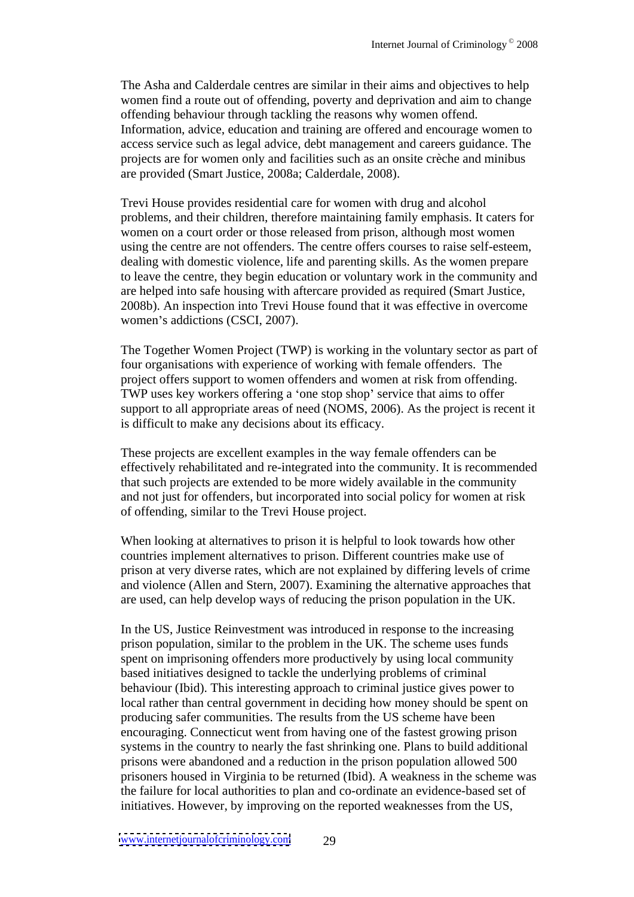The Asha and Calderdale centres are similar in their aims and objectives to help women find a route out of offending, poverty and deprivation and aim to change offending behaviour through tackling the reasons why women offend. Information, advice, education and training are offered and encourage women to access service such as legal advice, debt management and careers guidance. The projects are for women only and facilities such as an onsite crèche and minibus are provided (Smart Justice, 2008a; Calderdale, 2008).

Trevi House provides residential care for women with drug and alcohol problems, and their children, therefore maintaining family emphasis. It caters for women on a court order or those released from prison, although most women using the centre are not offenders. The centre offers courses to raise self-esteem, dealing with domestic violence, life and parenting skills. As the women prepare to leave the centre, they begin education or voluntary work in the community and are helped into safe housing with aftercare provided as required (Smart Justice, 2008b). An inspection into Trevi House found that it was effective in overcome women's addictions (CSCI, 2007).

The Together Women Project (TWP) is working in the voluntary sector as part of four organisations with experience of working with female offenders. The project offers support to women offenders and women at risk from offending. TWP uses key workers offering a 'one stop shop' service that aims to offer support to all appropriate areas of need (NOMS, 2006). As the project is recent it is difficult to make any decisions about its efficacy.

These projects are excellent examples in the way female offenders can be effectively rehabilitated and re-integrated into the community. It is recommended that such projects are extended to be more widely available in the community and not just for offenders, but incorporated into social policy for women at risk of offending, similar to the Trevi House project.

When looking at alternatives to prison it is helpful to look towards how other countries implement alternatives to prison. Different countries make use of prison at very diverse rates, which are not explained by differing levels of crime and violence (Allen and Stern, 2007). Examining the alternative approaches that are used, can help develop ways of reducing the prison population in the UK.

In the US, Justice Reinvestment was introduced in response to the increasing prison population, similar to the problem in the UK. The scheme uses funds spent on imprisoning offenders more productively by using local community based initiatives designed to tackle the underlying problems of criminal behaviour (Ibid). This interesting approach to criminal justice gives power to local rather than central government in deciding how money should be spent on producing safer communities. The results from the US scheme have been encouraging. Connecticut went from having one of the fastest growing prison systems in the country to nearly the fast shrinking one. Plans to build additional prisons were abandoned and a reduction in the prison population allowed 500 prisoners housed in Virginia to be returned (Ibid). A weakness in the scheme was the failure for local authorities to plan and co-ordinate an evidence-based set of initiatives. However, by improving on the reported weaknesses from the US,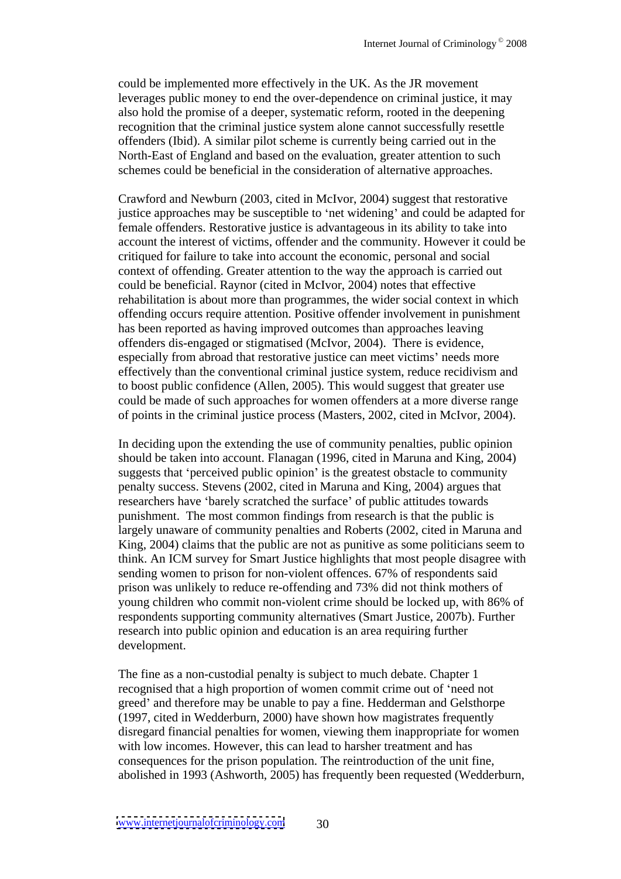could be implemented more effectively in the UK. As the JR movement leverages public money to end the over-dependence on criminal justice, it may also hold the promise of a deeper, systematic reform, rooted in the deepening recognition that the criminal justice system alone cannot successfully resettle offenders (Ibid). A similar pilot scheme is currently being carried out in the North-East of England and based on the evaluation, greater attention to such schemes could be beneficial in the consideration of alternative approaches.

Crawford and Newburn (2003, cited in McIvor, 2004) suggest that restorative justice approaches may be susceptible to 'net widening' and could be adapted for female offenders. Restorative justice is advantageous in its ability to take into account the interest of victims, offender and the community. However it could be critiqued for failure to take into account the economic, personal and social context of offending. Greater attention to the way the approach is carried out could be beneficial. Raynor (cited in McIvor, 2004) notes that effective rehabilitation is about more than programmes, the wider social context in which offending occurs require attention. Positive offender involvement in punishment has been reported as having improved outcomes than approaches leaving offenders dis-engaged or stigmatised (McIvor, 2004). There is evidence, especially from abroad that restorative justice can meet victims' needs more effectively than the conventional criminal justice system, reduce recidivism and to boost public confidence (Allen, 2005). This would suggest that greater use could be made of such approaches for women offenders at a more diverse range of points in the criminal justice process (Masters, 2002, cited in McIvor, 2004).

In deciding upon the extending the use of community penalties, public opinion should be taken into account. Flanagan (1996, cited in Maruna and King, 2004) suggests that 'perceived public opinion' is the greatest obstacle to community penalty success. Stevens (2002, cited in Maruna and King, 2004) argues that researchers have 'barely scratched the surface' of public attitudes towards punishment. The most common findings from research is that the public is largely unaware of community penalties and Roberts (2002, cited in Maruna and King, 2004) claims that the public are not as punitive as some politicians seem to think. An ICM survey for Smart Justice highlights that most people disagree with sending women to prison for non-violent offences. 67% of respondents said prison was unlikely to reduce re-offending and 73% did not think mothers of young children who commit non-violent crime should be locked up, with 86% of respondents supporting community alternatives (Smart Justice, 2007b). Further research into public opinion and education is an area requiring further development.

The fine as a non-custodial penalty is subject to much debate. Chapter 1 recognised that a high proportion of women commit crime out of 'need not greed' and therefore may be unable to pay a fine. Hedderman and Gelsthorpe (1997, cited in Wedderburn, 2000) have shown how magistrates frequently disregard financial penalties for women, viewing them inappropriate for women with low incomes. However, this can lead to harsher treatment and has consequences for the prison population. The reintroduction of the unit fine, abolished in 1993 (Ashworth, 2005) has frequently been requested (Wedderburn,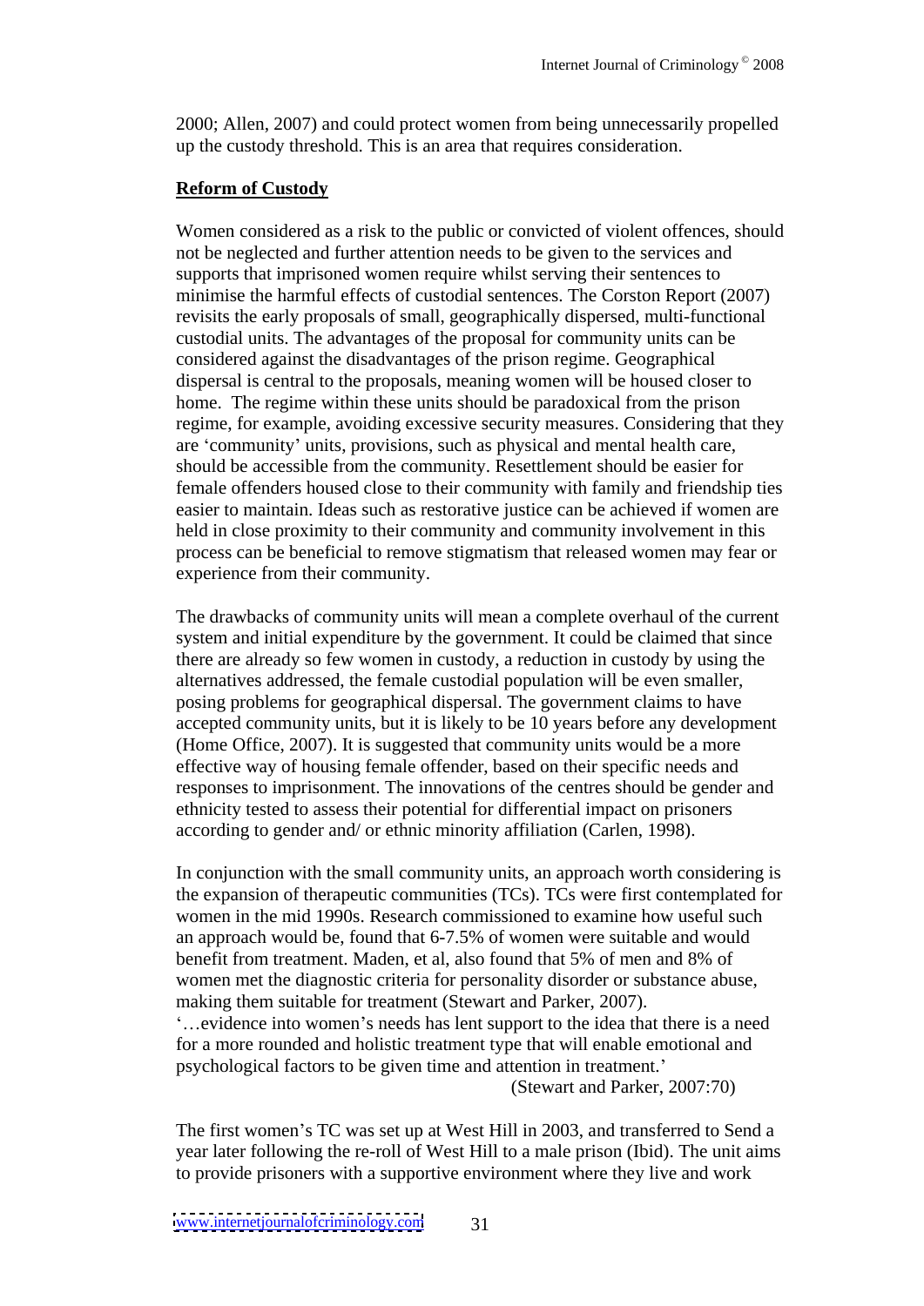2000; Allen, 2007) and could protect women from being unnecessarily propelled up the custody threshold. This is an area that requires consideration.

## **Reform of Custody**

Women considered as a risk to the public or convicted of violent offences, should not be neglected and further attention needs to be given to the services and supports that imprisoned women require whilst serving their sentences to minimise the harmful effects of custodial sentences. The Corston Report (2007) revisits the early proposals of small, geographically dispersed, multi-functional custodial units. The advantages of the proposal for community units can be considered against the disadvantages of the prison regime. Geographical dispersal is central to the proposals, meaning women will be housed closer to home. The regime within these units should be paradoxical from the prison regime, for example, avoiding excessive security measures. Considering that they are 'community' units, provisions, such as physical and mental health care, should be accessible from the community. Resettlement should be easier for female offenders housed close to their community with family and friendship ties easier to maintain. Ideas such as restorative justice can be achieved if women are held in close proximity to their community and community involvement in this process can be beneficial to remove stigmatism that released women may fear or experience from their community.

The drawbacks of community units will mean a complete overhaul of the current system and initial expenditure by the government. It could be claimed that since there are already so few women in custody, a reduction in custody by using the alternatives addressed, the female custodial population will be even smaller, posing problems for geographical dispersal. The government claims to have accepted community units, but it is likely to be 10 years before any development (Home Office, 2007). It is suggested that community units would be a more effective way of housing female offender, based on their specific needs and responses to imprisonment. The innovations of the centres should be gender and ethnicity tested to assess their potential for differential impact on prisoners according to gender and/ or ethnic minority affiliation (Carlen, 1998).

In conjunction with the small community units, an approach worth considering is the expansion of therapeutic communities (TCs). TCs were first contemplated for women in the mid 1990s. Research commissioned to examine how useful such an approach would be, found that 6-7.5% of women were suitable and would benefit from treatment. Maden, et al, also found that 5% of men and 8% of women met the diagnostic criteria for personality disorder or substance abuse, making them suitable for treatment (Stewart and Parker, 2007).

'…evidence into women's needs has lent support to the idea that there is a need for a more rounded and holistic treatment type that will enable emotional and psychological factors to be given time and attention in treatment.'

(Stewart and Parker, 2007:70)

The first women's TC was set up at West Hill in 2003, and transferred to Send a year later following the re-roll of West Hill to a male prison (Ibid). The unit aims to provide prisoners with a supportive environment where they live and work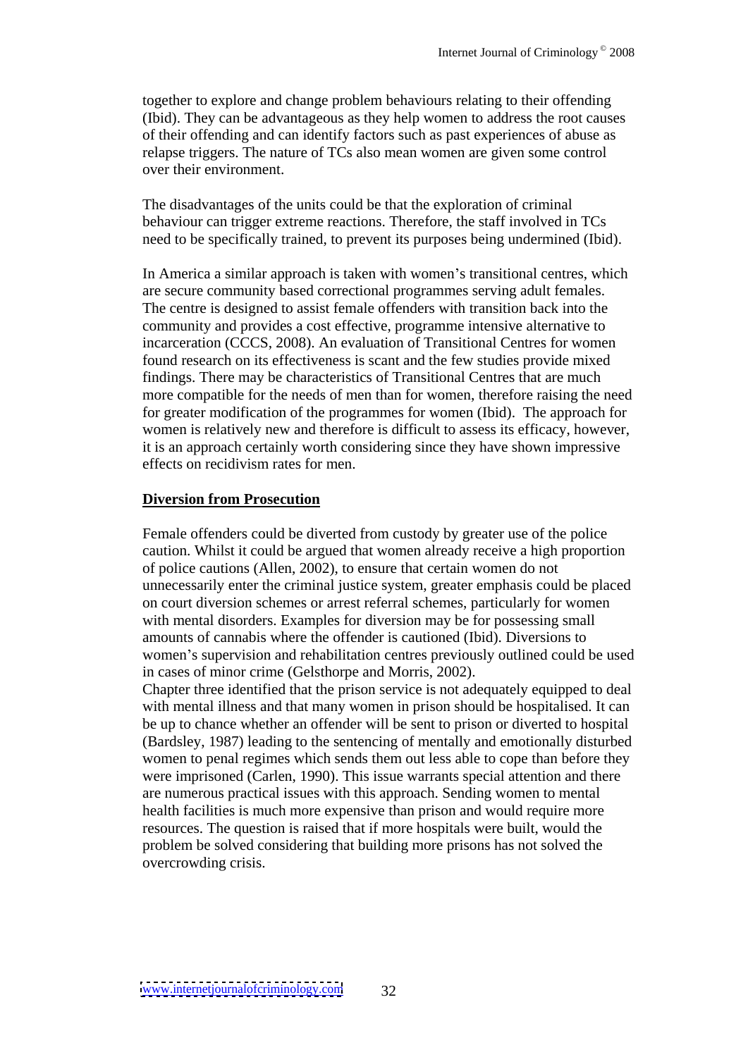together to explore and change problem behaviours relating to their offending (Ibid). They can be advantageous as they help women to address the root causes of their offending and can identify factors such as past experiences of abuse as relapse triggers. The nature of TCs also mean women are given some control over their environment.

The disadvantages of the units could be that the exploration of criminal behaviour can trigger extreme reactions. Therefore, the staff involved in TCs need to be specifically trained, to prevent its purposes being undermined (Ibid).

In America a similar approach is taken with women's transitional centres, which are secure community based correctional programmes serving adult females. The centre is designed to assist female offenders with transition back into the community and provides a cost effective, programme intensive alternative to incarceration (CCCS, 2008). An evaluation of Transitional Centres for women found research on its effectiveness is scant and the few studies provide mixed findings. There may be characteristics of Transitional Centres that are much more compatible for the needs of men than for women, therefore raising the need for greater modification of the programmes for women (Ibid). The approach for women is relatively new and therefore is difficult to assess its efficacy, however, it is an approach certainly worth considering since they have shown impressive effects on recidivism rates for men.

## Diversion from Prosecution

Female offenders could be diverted from custody by greater use of the police caution. Whilst it could be argued that women already receive a high proportion of police cautions (Allen, 2002), to ensure that certain women do not unnecessarily enter the criminal justice system, greater emphasis could be placed on court diversion schemes or arrest referral schemes, particularly for women with mental disorders. Examples for diversion may be for possessing small amounts of cannabis where the offender is cautioned (Ibid). Diversions to women's supervision and rehabilitation centres previously outlined could be used in cases of minor crime (Gelsthorpe and Morris, 2002).
Chapter three identified that the prison service is not adequately equipped to deal with mental illness and that many women in prison should be hospitalised. It can be up to chance whether an offender will be sent to prison or diverted to hospital (Bardsley, 1987) leading to the sentencing of mentally and emotionally disturbed women to penal regimes which sends them out less able to cope than before they were imprisoned (Carlen, 1990). This issue warrants special attention and there are numerous practical issues with this approach. Sending women to mental health facilities is much more expensive than prison and would require more resources. The question is raised that if more hospitals were built, would the problem be solved considering that building more prisons has not solved the overcrowding crisis.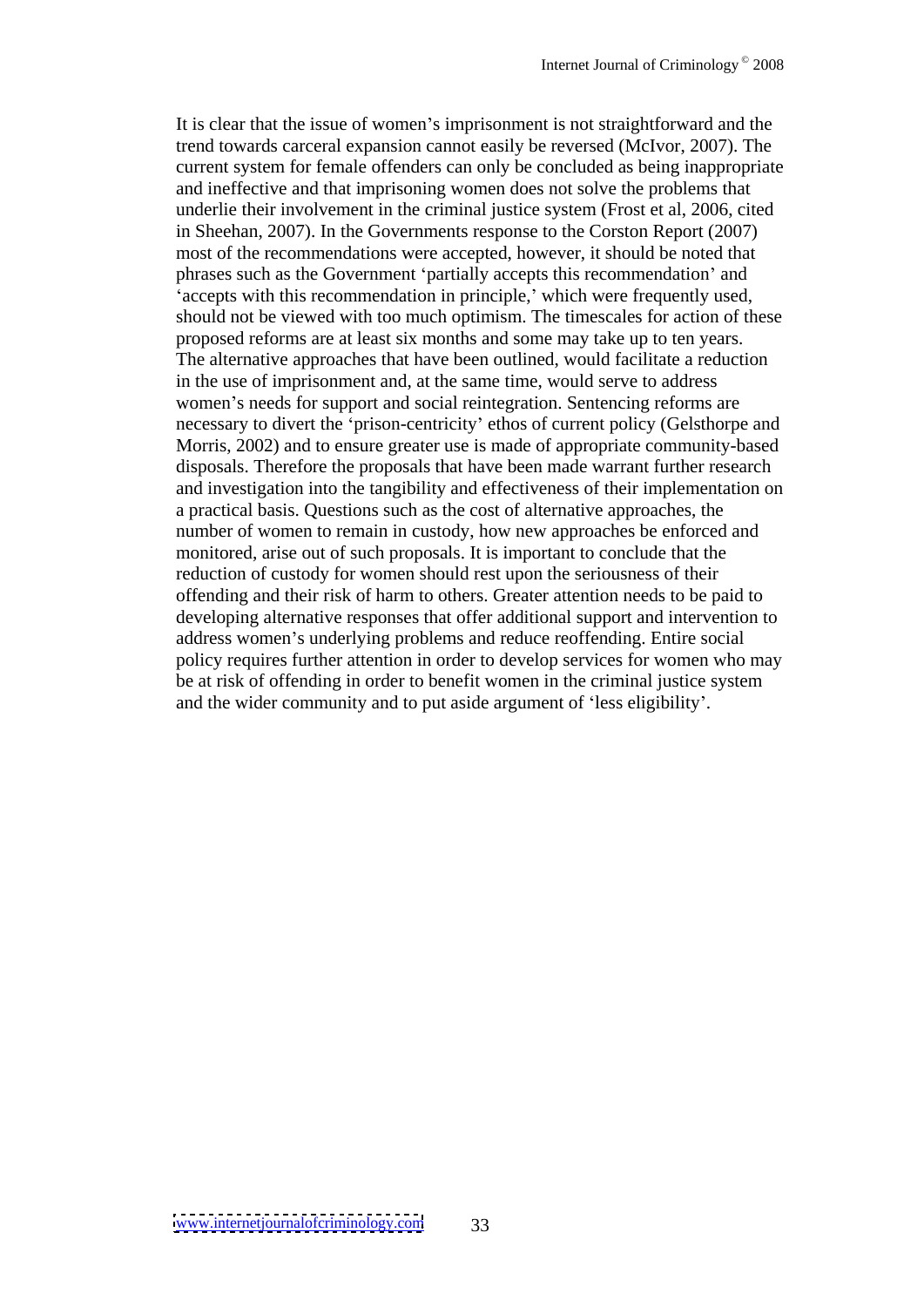It is clear that the issue of women's imprisonment is not straightforward and the trend towards carceral expansion cannot easily be reversed (McIvor, 2007). The current system for female offenders can only be concluded as being inappropriate and ineffective and that imprisoning women does not solve the problems that underlie their involvement in the criminal justice system (Frost et al, 2006, cited in Sheehan, 2007). In the Governments response to the Corston Report (2007) most of the recommendations were accepted, however, it should be noted that phrases such as the Government 'partially accepts this recommendation' and 'accepts with this recommendation in principle,' which were frequently used, should not be viewed with too much optimism. The timescales for action of these proposed reforms are at least six months and some may take up to ten years. The alternative approaches that have been outlined, would facilitate a reduction in the use of imprisonment and, at the same time, would serve to address women's needs for support and social reintegration. Sentencing reforms are necessary to divert the 'prison-centricity' ethos of current policy (Gelsthorpe and Morris, 2002) and to ensure greater use is made of appropriate community-based disposals. Therefore the proposals that have been made warrant further research and investigation into the tangibility and effectiveness of their implementation on a practical basis. Questions such as the cost of alternative approaches, the number of women to remain in custody, how new approaches be enforced and monitored, arise out of such proposals. It is important to conclude that the reduction of custody for women should rest upon the seriousness of their offending and their risk of harm to others. Greater attention needs to be paid to developing alternative responses that offer additional support and intervention to address women's underlying problems and reduce reoffending. Entire social policy requires further attention in order to develop services for women who may be at risk of offending in order to benefit women in the criminal justice system and the wider community and to put aside argument of 'less eligibility'.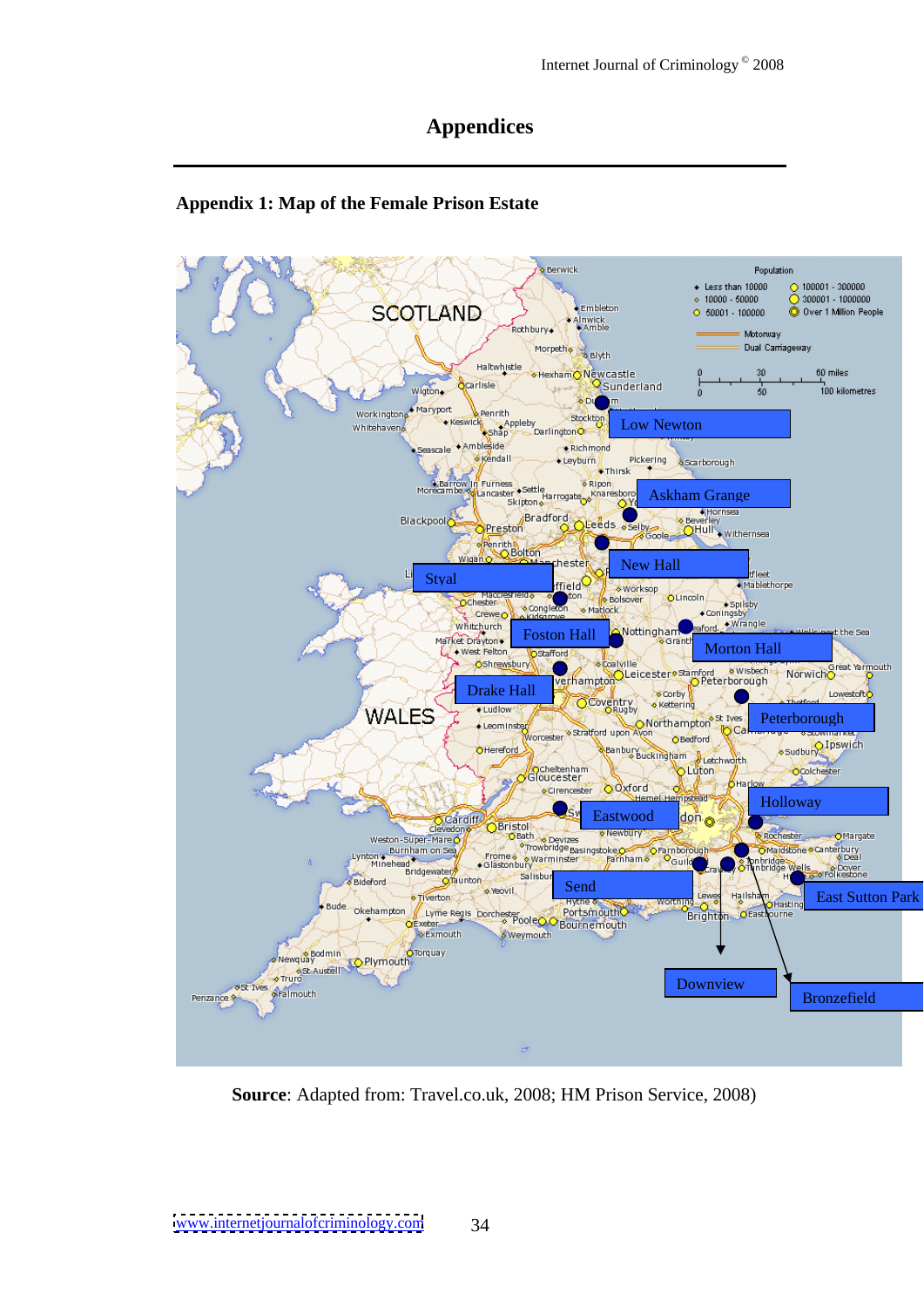# Appendices

## Appendix 1: Map of the Female Prison Estate

**Source**: Adapted from: Travel.co.uk, 2008; HM Prison Service, 2008)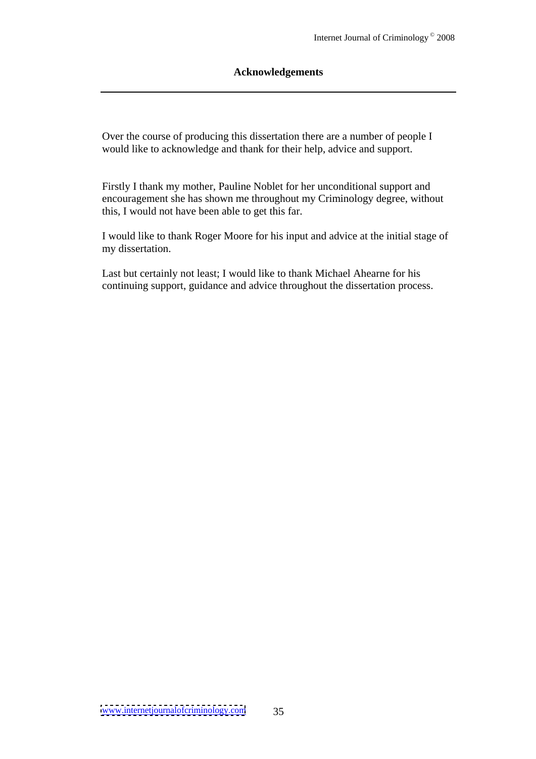## Acknowledgements

Over the course of producing this dissertation there are a number of people I would like to acknowledge and thank for their help, advice and support.

Firstly I thank my mother, Pauline Noblet for her unconditional support and encouragement she has shown me throughout my Criminology degree, without this, I would not have been able to get this far.

I would like to thank Roger Moore for his input and advice at the initial stage of my dissertation.

Last but certainly not least; I would like to thank Michael Ahearne for his continuing support, guidance and advice throughout the dissertation process.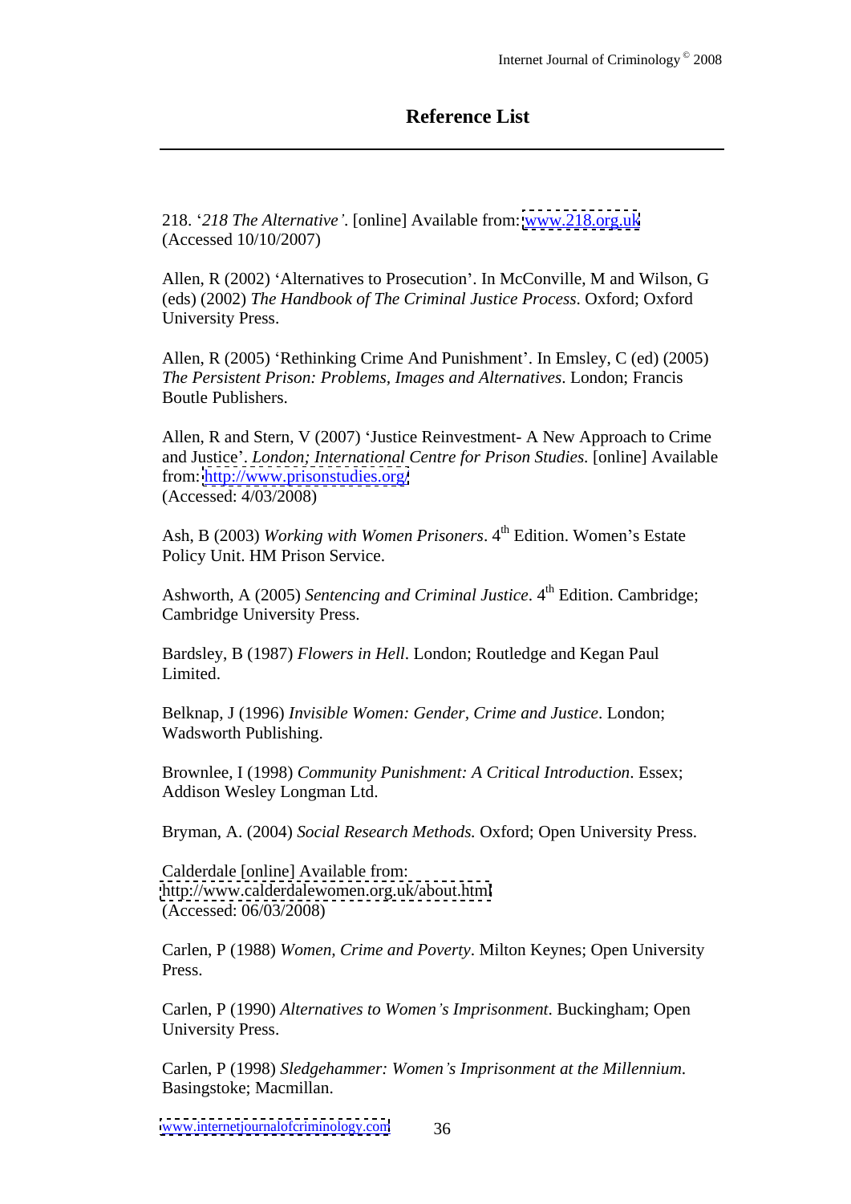# Reference List

218. '*218 The Alternative*'. [online] Available from: www.218.org.uk (Accessed 10/10/2007)

Allen, R (2002) 'Alternatives to Prosecution'. In McConville, M and Wilson, G (eds) (2002) *The Handbook of The Criminal Justice Process*. Oxford; Oxford University Press.

Allen, R (2005) 'Rethinking Crime And Punishment'. In Emsley, C (ed) (2005) *The Persistent Prison: Problems, Images and Alternatives*. London; Francis Boutle Publishers.

Allen, R and Stern, V (2007) 'Justice Reinvestment- A New Approach to Crime and Justice'. *London; International Centre for Prison Studies*. [online] Available from: http://www.prisonstudies.org/ (Accessed: 4/03/2008)

Ash, B (2003) *Working with Women Prisoners*. 4th Edition. Women's Estate Policy Unit. HM Prison Service.

Ashworth, A (2005) *Sentencing and Criminal Justice*. 4th Edition. Cambridge; Cambridge University Press.

Bardsley, B (1987) *Flowers in Hell*. London; Routledge and Kegan Paul Limited.

Belknap, J (1996) *Invisible Women: Gender, Crime and Justice*. London; Wadsworth Publishing.

Brownlee, I (1998) *Community Punishment: A Critical Introduction*. Essex; Addison Wesley Longman Ltd.

Bryman, A. (2004) *Social Research Methods.* Oxford; Open University Press.

Calderdale [online] Available from: http://www.calderdalewomen.org.uk/about.html (Accessed: 06/03/2008)

Carlen, P (1988) *Women, Crime and Poverty*. Milton Keynes; Open University Press.

Carlen, P (1990) *Alternatives to Women's Imprisonment*. Buckingham; Open University Press.

Carlen, P (1998) *Sledgehammer: Women's Imprisonment at the Millennium*. Basingstoke; Macmillan.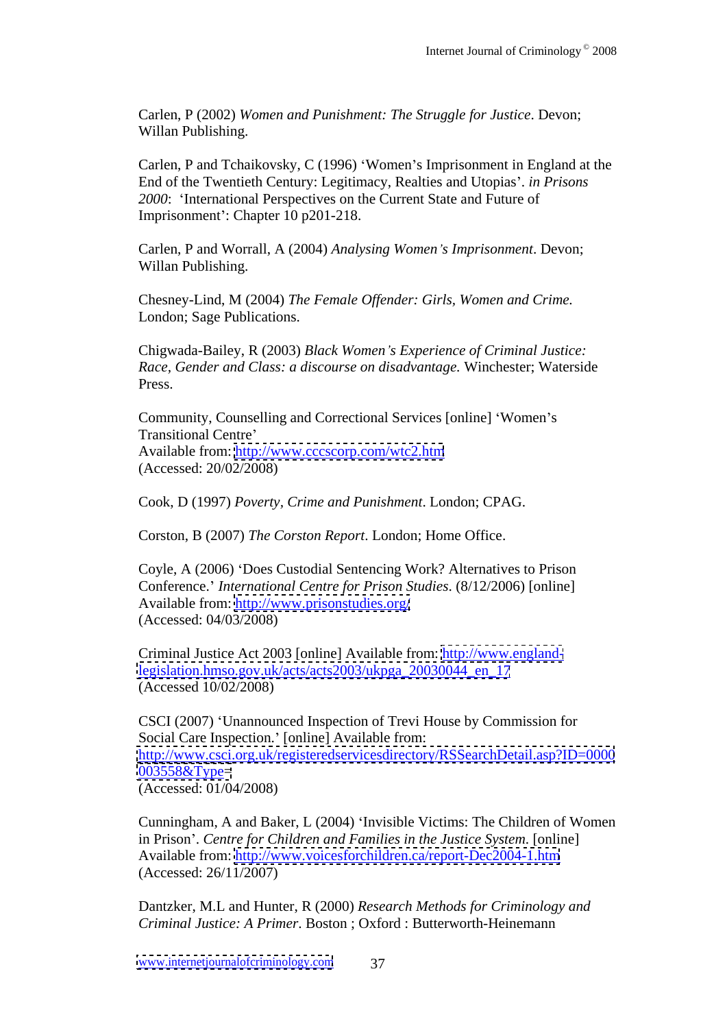Carlen, P (2002) *Women and Punishment: The Struggle for Justice*. Devon; Willan Publishing.

Carlen, P and Tchaikovsky, C (1996) 'Women's Imprisonment in England at the End of the Twentieth Century: Legitimacy, Realties and Utopias'. *in Prisons 2000*: 'International Perspectives on the Current State and Future of Imprisonment': Chapter 10 p201-218.

Carlen, P and Worrall, A (2004) *Analysing Women's Imprisonment*. Devon; Willan Publishing.

Chesney-Lind, M (2004) *The Female Offender: Girls, Women and Crime.* London; Sage Publications.

Chigwada-Bailey, R (2003) *Black Women's Experience of Criminal Justice: Race, Gender and Class: a discourse on disadvantage.* Winchester; Waterside Press.

Community, Counselling and Correctional Services [online] 'Women's Transitional Centre'
Available from: http://www.cccscorp.com/wtc2.htm
(Accessed: 20/02/2008)

Cook, D (1997) *Poverty, Crime and Punishment*. London; CPAG.

Corston, B (2007) *The Corston Report*. London; Home Office.

Coyle, A (2006) 'Does Custodial Sentencing Work? Alternatives to Prison Conference.' *International Centre for Prison Studies*. (8/12/2006) [online] Available from: http://www.prisonstudies.org/
(Accessed: 04/03/2008)

Criminal Justice Act 2003 [online] Available from: http://www.england-legislation.hmso.gov.uk/acts/acts2003/ukpga_20030044_en_17
(Accessed 10/02/2008)

CSCI (2007) 'Unannounced Inspection of Trevi House by Commission for Social Care Inspection.' [online] Available from: http://www.csci.org.uk/registeredservicesdirectory/RSSearchDetail.asp?ID=0000003558&Type=
(Accessed: 01/04/2008)

Cunningham, A and Baker, L (2004) 'Invisible Victims: The Children of Women in Prison'. *Centre for Children and Families in the Justice System.* [online] Available from: http://www.voicesforchildren.ca/report-Dec2004-1.htm
(Accessed: 26/11/2007)

Dantzker, M.L and Hunter, R (2000) *Research Methods for Criminology and Criminal Justice: A Primer*. Boston ; Oxford : Butterworth-Heinemann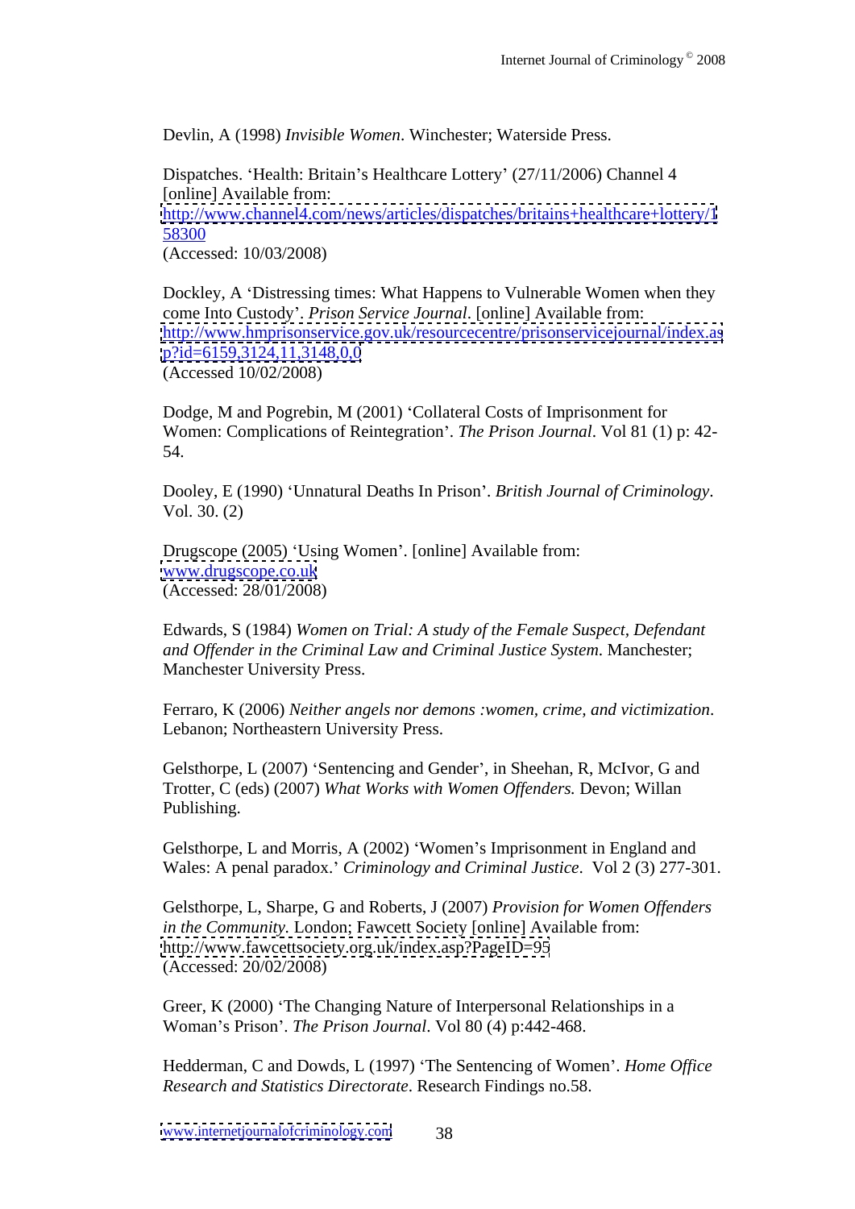Devlin, A (1998) *Invisible Women*. Winchester; Waterside Press.

Dispatches. 'Health: Britain's Healthcare Lottery' (27/11/2006) Channel 4 [online] Available from: http://www.channel4.com/news/articles/dispatches/britains+healthcare+lottery/158300
(Accessed: 10/03/2008)

Dockley, A 'Distressing times: What Happens to Vulnerable Women when they come Into Custody'. *Prison Service Journal*. [online] Available from: http://www.hmprisonservice.gov.uk/resourcecentre/prisonservicejournal/index.asp?id=6159,3124,11,3148,0,0
(Accessed 10/02/2008)

Dodge, M and Pogrebin, M (2001) 'Collateral Costs of Imprisonment for Women: Complications of Reintegration'. *The Prison Journal*. Vol 81 (1) p: 42-54.

Dooley, E (1990) 'Unnatural Deaths In Prison'. *British Journal of Criminology*. Vol. 30. (2)

Drugscope (2005) 'Using Women'. [online] Available from: www.drugscope.co.uk
(Accessed: 28/01/2008)

Edwards, S (1984) *Women on Trial: A study of the Female Suspect, Defendant and Offender in the Criminal Law and Criminal Justice System*. Manchester; Manchester University Press.

Ferraro, K (2006) *Neither angels nor demons :women, crime, and victimization*. Lebanon; Northeastern University Press.

Gelsthorpe, L (2007) 'Sentencing and Gender', in Sheehan, R, McIvor, G and Trotter, C (eds) (2007) *What Works with Women Offenders.* Devon; Willan Publishing.

Gelsthorpe, L and Morris, A (2002) 'Women's Imprisonment in England and Wales: A penal paradox.' *Criminology and Criminal Justice*. Vol 2 (3) 277-301.

Gelsthorpe, L, Sharpe, G and Roberts, J (2007) *Provision for Women Offenders in the Community.* London; Fawcett Society [online] Available from: http://www.fawcettsociety.org.uk/index.asp?PageID=95
(Accessed: 20/02/2008)

Greer, K (2000) 'The Changing Nature of Interpersonal Relationships in a Woman's Prison'. *The Prison Journal*. Vol 80 (4) p:442-468.

Hedderman, C and Dowds, L (1997) 'The Sentencing of Women'. *Home Office Research and Statistics Directorate*. Research Findings no.58.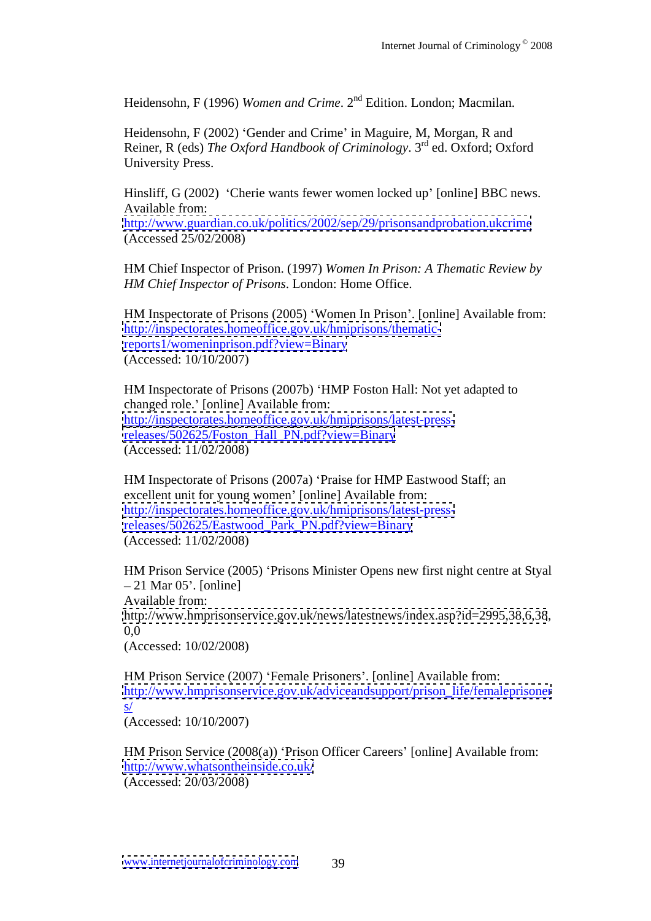Heidensohn, F (1996) *Women and Crime*. 2nd Edition. London; Macmilan.

Heidensohn, F (2002) 'Gender and Crime' in Maguire, M, Morgan, R and Reiner, R (eds) *The Oxford Handbook of Criminology*. 3rd ed. Oxford; Oxford University Press.

Hinsliff, G (2002) 'Cherie wants fewer women locked up' [online] BBC news. Available from: http://www.guardian.co.uk/politics/2002/sep/29/prisonsandprobation.ukcrime (Accessed 25/02/2008)

HM Chief Inspector of Prison. (1997) *Women In Prison: A Thematic Review by HM Chief Inspector of Prisons*. London: Home Office.

HM Inspectorate of Prisons (2005) 'Women In Prison'. [online] Available from: http://inspectorates.homeoffice.gov.uk/hmiprisons/thematic-reports1/womeninprison.pdf?view=Binary (Accessed: 10/10/2007)

HM Inspectorate of Prisons (2007b) 'HMP Foston Hall: Not yet adapted to changed role.' [online] Available from: http://inspectorates.homeoffice.gov.uk/hmiprisons/latest-press-releases/502625/Foston_Hall_PN.pdf?view=Binary (Accessed: 11/02/2008)

HM Inspectorate of Prisons (2007a) 'Praise for HMP Eastwood Staff; an excellent unit for young women' [online] Available from: http://inspectorates.homeoffice.gov.uk/hmiprisons/latest-press-releases/502625/Eastwood_Park_PN.pdf?view=Binary (Accessed: 11/02/2008)

HM Prison Service (2005) 'Prisons Minister Opens new first night centre at Styal – 21 Mar 05'. [online] Available from: http://www.hmprisonservice.gov.uk/news/latestnews/index.asp?id=2995,38,6,38,0,0 (Accessed: 10/02/2008)

HM Prison Service (2007) 'Female Prisoners'. [online] Available from: http://www.hmprisonservice.gov.uk/adviceandsupport/prison_life/femaleprisoners/ (Accessed: 10/10/2007)

HM Prison Service (2008(a)) 'Prison Officer Careers' [online] Available from: http://www.whatsontheinside.co.uk/ (Accessed: 20/03/2008)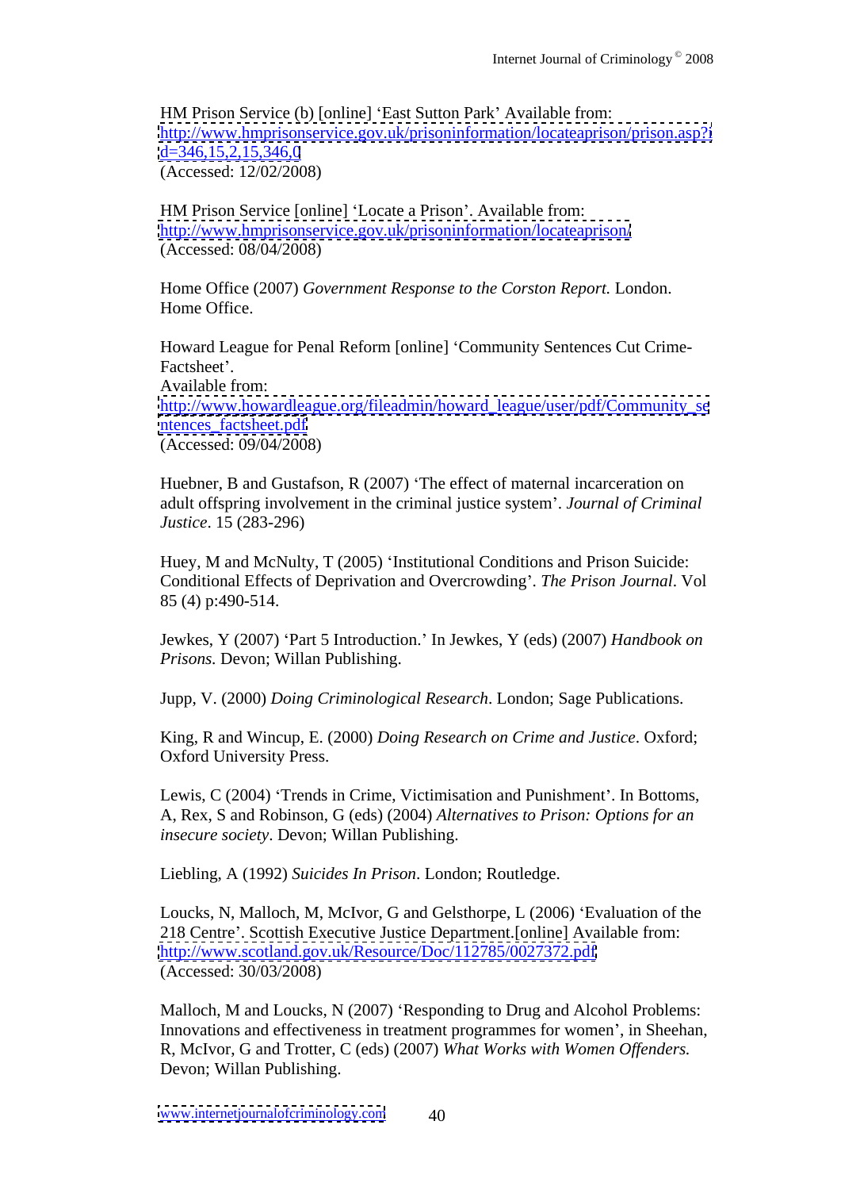HM Prison Service (b) [online] 'East Sutton Park' Available from: http://www.hmprisonservice.gov.uk/prisoninformation/locateaprison/prison.asp?id=346,15,2,15,346,0
(Accessed: 12/02/2008)

HM Prison Service [online] 'Locate a Prison'. Available from: http://www.hmprisonservice.gov.uk/prisoninformation/locateaprison/
(Accessed: 08/04/2008)

Home Office (2007) *Government Response to the Corston Report.* London. Home Office.

Howard League for Penal Reform [online] 'Community Sentences Cut Crime-Factsheet'.
Available from:
http://www.howardleague.org/fileadmin/howard_league/user/pdf/Community_sentences_factsheet.pdf
(Accessed: 09/04/2008)

Huebner, B and Gustafson, R (2007) 'The effect of maternal incarceration on adult offspring involvement in the criminal justice system'. *Journal of Criminal Justice*. 15 (283-296)

Huey, M and McNulty, T (2005) 'Institutional Conditions and Prison Suicide: Conditional Effects of Deprivation and Overcrowding'. *The Prison Journal*. Vol 85 (4) p:490-514.

Jewkes, Y (2007) 'Part 5 Introduction.' In Jewkes, Y (eds) (2007) *Handbook on Prisons.* Devon; Willan Publishing.

Jupp, V. (2000) *Doing Criminological Research*. London; Sage Publications.

King, R and Wincup, E. (2000) *Doing Research on Crime and Justice*. Oxford; Oxford University Press.

Lewis, C (2004) 'Trends in Crime, Victimisation and Punishment'. In Bottoms, A, Rex, S and Robinson, G (eds) (2004) *Alternatives to Prison: Options for an insecure society*. Devon; Willan Publishing.

Liebling, A (1992) *Suicides In Prison*. London; Routledge.

Loucks, N, Malloch, M, McIvor, G and Gelsthorpe, L (2006) 'Evaluation of the 218 Centre'. Scottish Executive Justice Department.[online] Available from: http://www.scotland.gov.uk/Resource/Doc/112785/0027372.pdf
(Accessed: 30/03/2008)

Malloch, M and Loucks, N (2007) 'Responding to Drug and Alcohol Problems: Innovations and effectiveness in treatment programmes for women', in Sheehan, R, McIvor, G and Trotter, C (eds) (2007) *What Works with Women Offenders.* Devon; Willan Publishing.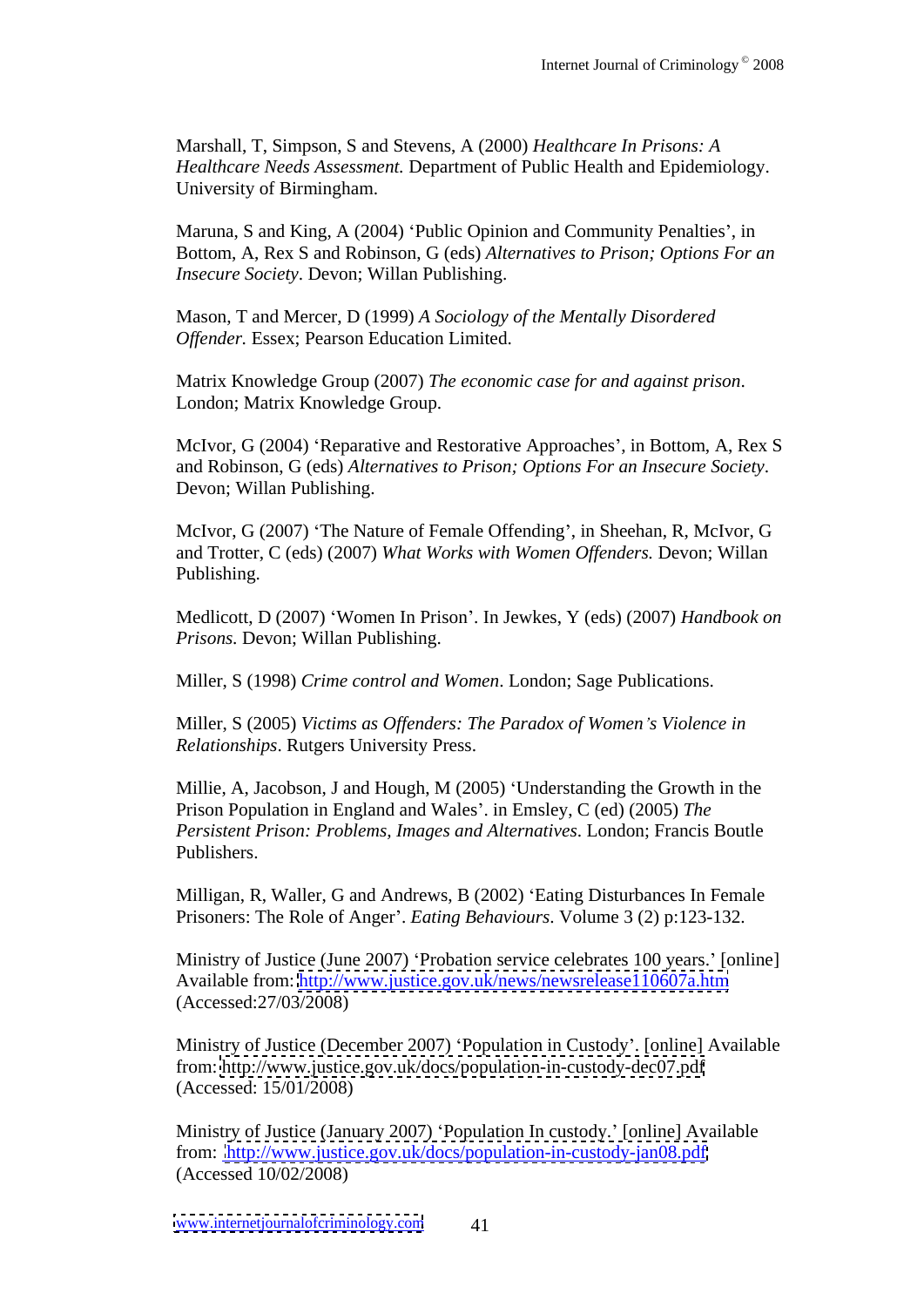Marshall, T, Simpson, S and Stevens, A (2000) *Healthcare In Prisons: A Healthcare Needs Assessment.* Department of Public Health and Epidemiology. University of Birmingham.

Maruna, S and King, A (2004) 'Public Opinion and Community Penalties', in Bottom, A, Rex S and Robinson, G (eds) *Alternatives to Prison; Options For an Insecure Society*. Devon; Willan Publishing.

Mason, T and Mercer, D (1999) *A Sociology of the Mentally Disordered Offender.* Essex; Pearson Education Limited.

Matrix Knowledge Group (2007) *The economic case for and against prison*. London; Matrix Knowledge Group.

McIvor, G (2004) 'Reparative and Restorative Approaches', in Bottom, A, Rex S and Robinson, G (eds) *Alternatives to Prison; Options For an Insecure Society*. Devon; Willan Publishing.

McIvor, G (2007) 'The Nature of Female Offending', in Sheehan, R, McIvor, G and Trotter, C (eds) (2007) *What Works with Women Offenders.* Devon; Willan Publishing.

Medlicott, D (2007) 'Women In Prison'. In Jewkes, Y (eds) (2007) *Handbook on Prisons.* Devon; Willan Publishing.

Miller, S (1998) *Crime control and Women*. London; Sage Publications.

Miller, S (2005) *Victims as Offenders: The Paradox of Women's Violence in Relationships*. Rutgers University Press.

Millie, A, Jacobson, J and Hough, M (2005) 'Understanding the Growth in the Prison Population in England and Wales'. in Emsley, C (ed) (2005) *The Persistent Prison: Problems, Images and Alternatives*. London; Francis Boutle Publishers.

Milligan, R, Waller, G and Andrews, B (2002) 'Eating Disturbances In Female Prisoners: The Role of Anger'. *Eating Behaviours*. Volume 3 (2) p:123-132.

Ministry of Justice (June 2007) 'Probation service celebrates 100 years.' [online] Available from: http://www.justice.gov.uk/news/newsrelease110607a.htm (Accessed:27/03/2008)

Ministry of Justice (December 2007) 'Population in Custody'. [online] Available from: http://www.justice.gov.uk/docs/population-in-custody-dec07.pdf (Accessed: 15/01/2008)

Ministry of Justice (January 2007) 'Population In custody.' [online] Available from: http://www.justice.gov.uk/docs/population-in-custody-jan08.pdf (Accessed 10/02/2008)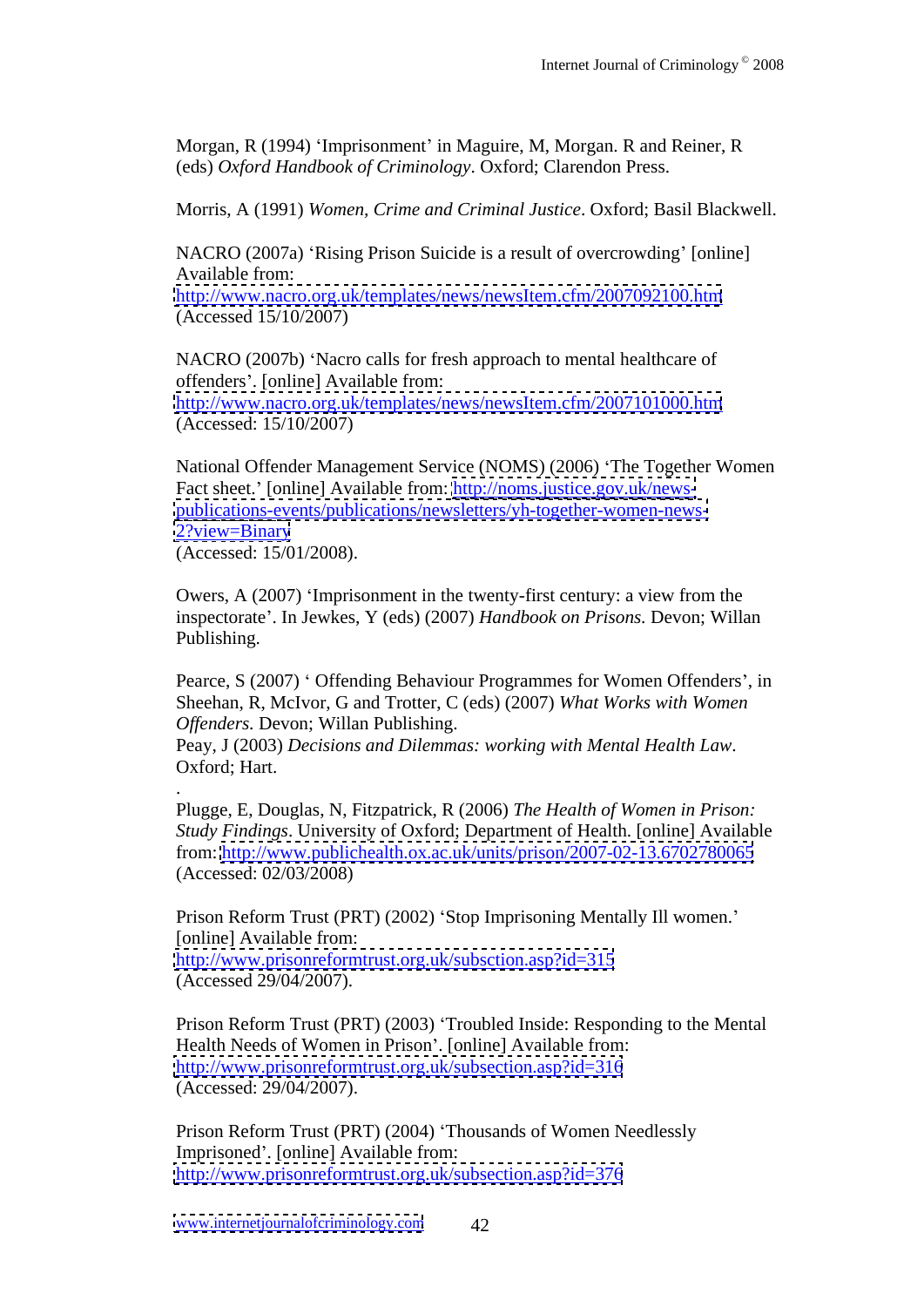Morgan, R (1994) 'Imprisonment' in Maguire, M, Morgan. R and Reiner, R (eds) *Oxford Handbook of Criminology*. Oxford; Clarendon Press.

Morris, A (1991) *Women, Crime and Criminal Justice*. Oxford; Basil Blackwell.

NACRO (2007a) 'Rising Prison Suicide is a result of overcrowding' [online] Available from: http://www.nacro.org.uk/templates/news/newsItem.cfm/2007092100.htm (Accessed 15/10/2007)

NACRO (2007b) 'Nacro calls for fresh approach to mental healthcare of offenders'. [online] Available from: http://www.nacro.org.uk/templates/news/newsItem.cfm/2007101000.htm (Accessed: 15/10/2007)

National Offender Management Service (NOMS) (2006) 'The Together Women Fact sheet.' [online] Available from: http://noms.justice.gov.uk/news-publications-events/publications/newsletters/yh-together-women-news-2?view=Binary
(Accessed: 15/01/2008).

Owers, A (2007) 'Imprisonment in the twenty-first century: a view from the inspectorate'. In Jewkes, Y (eds) (2007) *Handbook on Prisons*. Devon; Willan Publishing.

Pearce, S (2007) ' Offending Behaviour Programmes for Women Offenders', in Sheehan, R, McIvor, G and Trotter, C (eds) (2007) *What Works with Women Offenders.* Devon; Willan Publishing.
Peay, J (2003) *Decisions and Dilemmas: working with Mental Health Law*. Oxford; Hart.

Plugge, E, Douglas, N, Fitzpatrick, R (2006) *The Health of Women in Prison: Study Findings*. University of Oxford; Department of Health. [online] Available from: http://www.publichealth.ox.ac.uk/units/prison/2007-02-13.6702780065 (Accessed: 02/03/2008)

Prison Reform Trust (PRT) (2002) 'Stop Imprisoning Mentally Ill women.' [online] Available from: http://www.prisonreformtrust.org.uk/subsction.asp?id=315
(Accessed 29/04/2007).

Prison Reform Trust (PRT) (2003) 'Troubled Inside: Responding to the Mental Health Needs of Women in Prison'. [online] Available from: http://www.prisonreformtrust.org.uk/subsection.asp?id=316
(Accessed: 29/04/2007).

Prison Reform Trust (PRT) (2004) 'Thousands of Women Needlessly Imprisoned'. [online] Available from: http://www.prisonreformtrust.org.uk/subsection.asp?id=376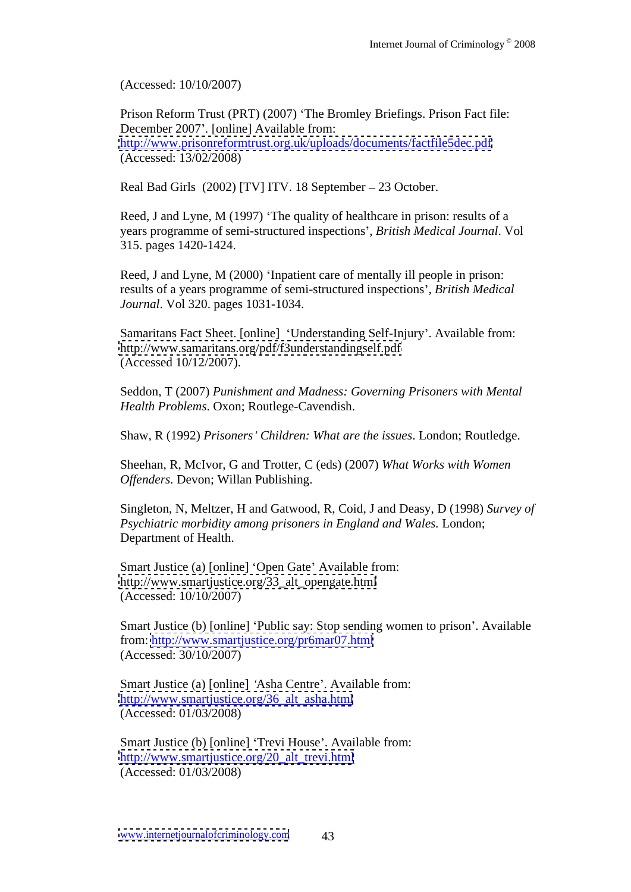(Accessed: 10/10/2007)

Prison Reform Trust (PRT) (2007) 'The Bromley Briefings. Prison Fact file: December 2007'. [online] Available from: http://www.prisonreformtrust.org.uk/uploads/documents/factfile5dec.pdf (Accessed: 13/02/2008)

Real Bad Girls (2002) [TV] ITV. 18 September – 23 October.

Reed, J and Lyne, M (1997) 'The quality of healthcare in prison: results of a years programme of semi-structured inspections', *British Medical Journal*. Vol 315. pages 1420-1424.

Reed, J and Lyne, M (2000) 'Inpatient care of mentally ill people in prison: results of a years programme of semi-structured inspections', *British Medical Journal*. Vol 320. pages 1031-1034.

Samaritans Fact Sheet. [online] 'Understanding Self-Injury'. Available from: http://www.samaritans.org/pdf/f3understandingself.pdf (Accessed 10/12/2007).

Seddon, T (2007) *Punishment and Madness: Governing Prisoners with Mental Health Problems*. Oxon; Routlege-Cavendish.

Shaw, R (1992) *Prisoners' Children: What are the issues*. London; Routledge.

Sheehan, R, McIvor, G and Trotter, C (eds) (2007) *What Works with Women Offenders*. Devon; Willan Publishing.

Singleton, N, Meltzer, H and Gatwood, R, Coid, J and Deasy, D (1998) *Survey of Psychiatric morbidity among prisoners in England and Wales.* London; Department of Health.

Smart Justice (a) [online] 'Open Gate' Available from: http://www.smartjustice.org/33_alt_opengate.html (Accessed: 10/10/2007)

Smart Justice (b) [online] 'Public say: Stop sending women to prison'. Available from: http://www.smartjustice.org/pr6mar07.html (Accessed: 30/10/2007)

Smart Justice (a) [online] 'Asha Centre'. Available from: http://www.smartjustice.org/36_alt_asha.html (Accessed: 01/03/2008)

Smart Justice (b) [online] 'Trevi House'. Available from: http://www.smartjustice.org/20_alt_trevi.html (Accessed: 01/03/2008)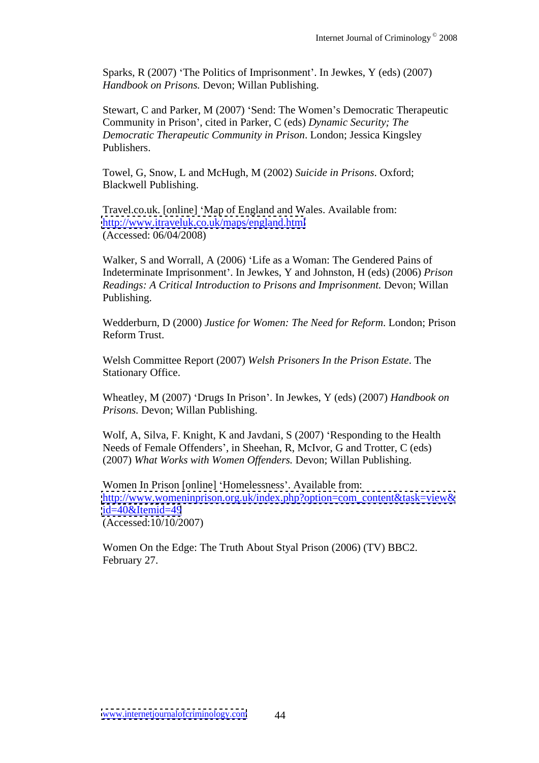Sparks, R (2007) 'The Politics of Imprisonment'. In Jewkes, Y (eds) (2007) *Handbook on Prisons.* Devon; Willan Publishing.

Stewart, C and Parker, M (2007) 'Send: The Women's Democratic Therapeutic Community in Prison', cited in Parker, C (eds) *Dynamic Security; The Democratic Therapeutic Community in Prison*. London; Jessica Kingsley Publishers.

Towel, G, Snow, L and McHugh, M (2002) *Suicide in Prisons*. Oxford; Blackwell Publishing.

Travel.co.uk. [online] 'Map of England and Wales. Available from: http://www.itraveluk.co.uk/maps/england.html (Accessed: 06/04/2008)

Walker, S and Worrall, A (2006) 'Life as a Woman: The Gendered Pains of Indeterminate Imprisonment'. In Jewkes, Y and Johnston, H (eds) (2006) *Prison Readings: A Critical Introduction to Prisons and Imprisonment.* Devon; Willan Publishing.

Wedderburn, D (2000) *Justice for Women: The Need for Reform*. London; Prison Reform Trust.

Welsh Committee Report (2007) *Welsh Prisoners In the Prison Estate*. The Stationary Office.

Wheatley, M (2007) 'Drugs In Prison'. In Jewkes, Y (eds) (2007) *Handbook on Prisons.* Devon; Willan Publishing.

Wolf, A, Silva, F. Knight, K and Javdani, S (2007) 'Responding to the Health Needs of Female Offenders', in Sheehan, R, McIvor, G and Trotter, C (eds) (2007) *What Works with Women Offenders.* Devon; Willan Publishing.

Women In Prison [online] 'Homelessness'. Available from: http://www.womeninprison.org.uk/index.php?option=com_content&task=view&id=40&Itemid=49 (Accessed:10/10/2007)

Women On the Edge: The Truth About Styal Prison (2006) (TV) BBC2. February 27.